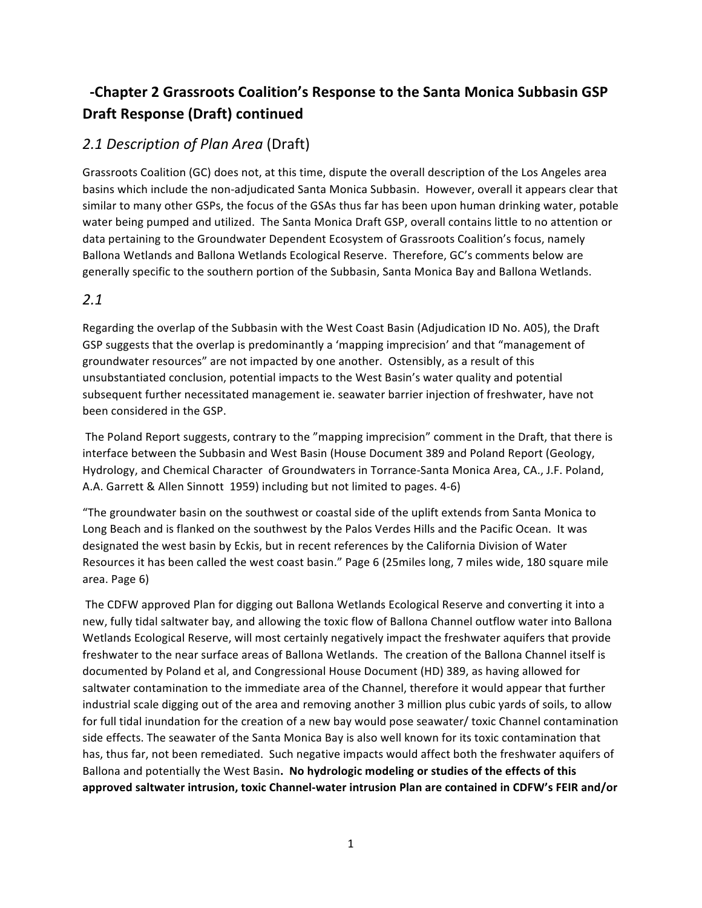## -Chapter 2 Grassroots Coalition's Response to the Santa Monica Subbasin GSP Draft Response (Draft) continued

### *2.1 Description of Plan Area* (Draft)

Grassroots Coalition (GC) does not, at this time, dispute the overall description of the Los Angeles area basins which include the non-adjudicated Santa Monica Subbasin. However, overall it appears clear that similar to many other GSPs, the focus of the GSAs thus far has been upon human drinking water, potable water being pumped and utilized. The Santa Monica Draft GSP, overall contains little to no attention or data pertaining to the Groundwater Dependent Ecosystem of Grassroots Coalition's focus, namely Ballona Wetlands and Ballona Wetlands Ecological Reserve. Therefore, GC's comments below are generally specific to the southern portion of the Subbasin, Santa Monica Bay and Ballona Wetlands.

### *2.1*

Regarding the overlap of the Subbasin with the West Coast Basin (Adjudication ID No. A05), the Draft GSP suggests that the overlap is predominantly a 'mapping imprecision' and that "management of groundwater resources" are not impacted by one another. Ostensibly, as a result of this unsubstantiated conclusion, potential impacts to the West Basin's water quality and potential subsequent further necessitated management ie. seawater barrier injection of freshwater, have not been considered in the GSP.

The Poland Report suggests, contrary to the "mapping imprecision" comment in the Draft, that there is interface between the Subbasin and West Basin (House Document 389 and Poland Report (Geology, Hydrology, and Chemical Character of Groundwaters in Torrance-Santa Monica Area, CA., J.F. Poland, A.A. Garrett & Allen Sinnott 1959) including but not limited to pages. 4-6)

"The groundwater basin on the southwest or coastal side of the uplift extends from Santa Monica to Long Beach and is flanked on the southwest by the Palos Verdes Hills and the Pacific Ocean. It was designated the west basin by Eckis, but in recent references by the California Division of Water Resources it has been called the west coast basin." Page 6 (25miles long, 7 miles wide, 180 square mile area. Page 6)

The CDFW approved Plan for digging out Ballona Wetlands Ecological Reserve and converting it into a new, fully tidal saltwater bay, and allowing the toxic flow of Ballona Channel outflow water into Ballona Wetlands Ecological Reserve, will most certainly negatively impact the freshwater aquifers that provide freshwater to the near surface areas of Ballona Wetlands. The creation of the Ballona Channel itself is documented by Poland et al, and Congressional House Document (HD) 389, as having allowed for saltwater contamination to the immediate area of the Channel, therefore it would appear that further industrial scale digging out of the area and removing another 3 million plus cubic yards of soils, to allow for full tidal inundation for the creation of a new bay would pose seawater/ toxic Channel contamination side effects. The seawater of the Santa Monica Bay is also well known for its toxic contamination that has, thus far, not been remediated. Such negative impacts would affect both the freshwater aquifers of Ballona and potentially the West Basin**. No hydrologic modeling or studies of the effects of this approved saltwater intrusion, toxic Channel-water intrusion Plan are contained in CDFW's FEIR and/or**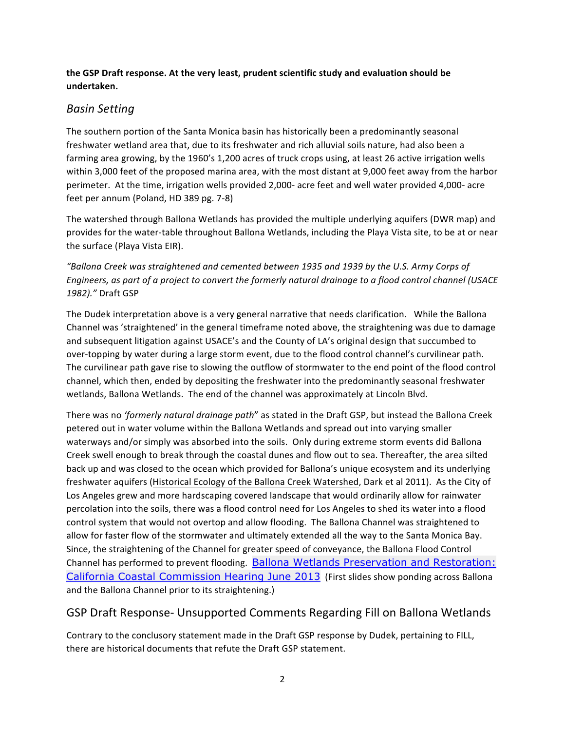**the GSP Draft response. At the very least, prudent scientific study and evaluation should be undertaken.**

## *Basin Setting*

The southern portion of the Santa Monica basin has historically been a predominantly seasonal freshwater wetland area that, due to its freshwater and rich alluvial soils nature, had also been a farming area growing, by the 1960's 1,200 acres of truck crops using, at least 26 active irrigation wells within 3,000 feet of the proposed marina area, with the most distant at 9,000 feet away from the harbor perimeter. At the time, irrigation wells provided 2,000- acre feet and well water provided 4,000- acre feet per annum (Poland, HD 389 pg. 7-8)

The watershed through Ballona Wetlands has provided the multiple underlying aquifers (DWR map) and provides for the water-table throughout Ballona Wetlands, including the Playa Vista site, to be at or near the surface (Playa Vista EIR).

*"Ballona Creek was straightened and cemented between 1935 and 1939 by the U.S. Army Corps of Engineers, as part of a project to convert the formerly natural drainage to a flood control channel (USACE 1982)."* Draft GSP

The Dudek interpretation above is a very general narrative that needs clarification. While the Ballona Channel was 'straightened' in the general timeframe noted above, the straightening was due to damage and subsequent litigation against USACE's and the County of LA's original design that succumbed to over-topping by water during a large storm event, due to the flood control channel's curvilinear path. The curvilinear path gave rise to slowing the outflow of stormwater to the end point of the flood control channel, which then, ended by depositing the freshwater into the predominantly seasonal freshwater wetlands, Ballona Wetlands. The end of the channel was approximately at Lincoln Blvd.

There was no *'formerly natural drainage path*" as stated in the Draft GSP, but instead the Ballona Creek petered out in water volume within the Ballona Wetlands and spread out into varying smaller waterways and/or simply was absorbed into the soils. Only during extreme storm events did Ballona Creek swell enough to break through the coastal dunes and flow out to sea. Thereafter, the area silted back up and was closed to the ocean which provided for Ballona's unique ecosystem and its underlying freshwater aquifers (Historical Ecology of the Ballona Creek Watershed, Dark et al 2011). As the City of Los Angeles grew and more hardscaping covered landscape that would ordinarily allow for rainwater percolation into the soils, there was a flood control need for Los Angeles to shed its water into a flood control system that would not overtop and allow flooding. The Ballona Channel was straightened to allow for faster flow of the stormwater and ultimately extended all the way to the Santa Monica Bay. Since, the straightening of the Channel for greater speed of conveyance, the Ballona Flood Control Channel has performed to prevent flooding. Ballona Wetlands Preservation and Restoration: California Coastal Commission Hearing June 2013 (First slides show ponding across Ballona and the Ballona Channel prior to its straightening.)

## GSP Draft Response- Unsupported Comments Regarding Fill on Ballona Wetlands

Contrary to the conclusory statement made in the Draft GSP response by Dudek, pertaining to FILL, there are historical documents that refute the Draft GSP statement.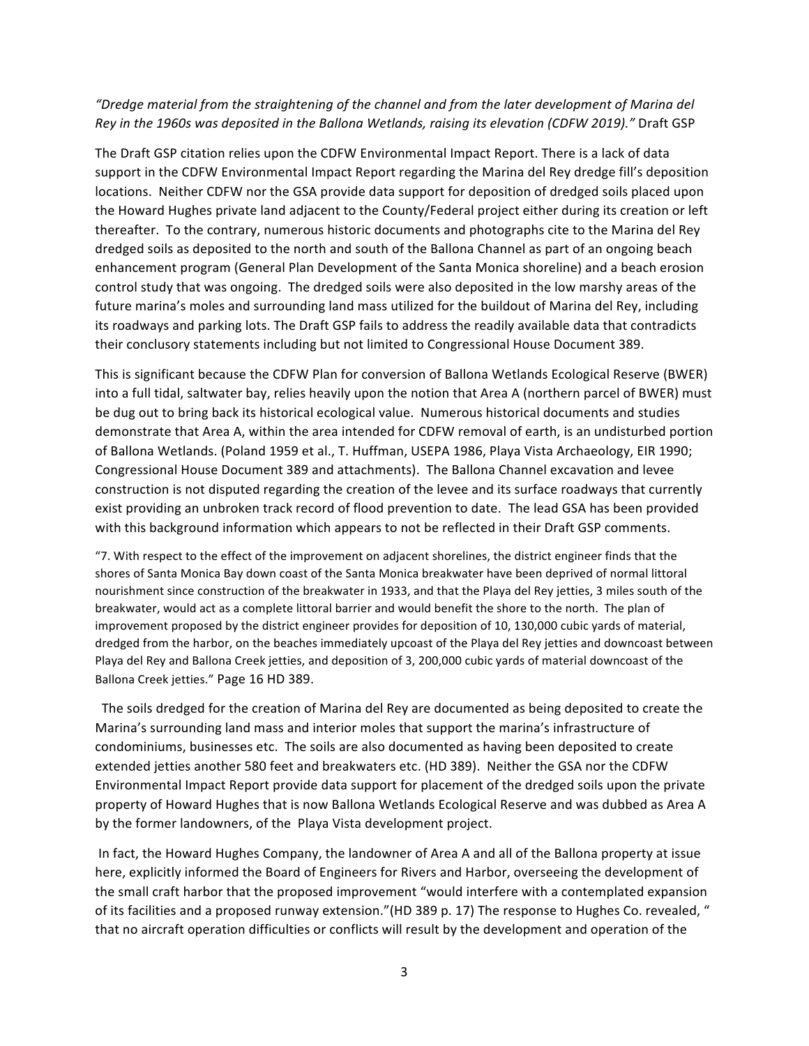*"Dredge material from the straightening of the channel and from the later development of Marina del Rey in the 1960s was deposited in the Ballona Wetlands, raising its elevation (CDFW 2019)."* Draft GSP

The Draft GSP citation relies upon the CDFW Environmental Impact Report. There is a lack of data support in the CDFW Environmental Impact Report regarding the Marina del Rey dredge fill's deposition locations. Neither CDFW nor the GSA provide data support for deposition of dredged soils placed upon the Howard Hughes private land adjacent to the County/Federal project either during its creation or left thereafter. To the contrary, numerous historic documents and photographs cite to the Marina del Rey dredged soils as deposited to the north and south of the Ballona Channel as part of an ongoing beach enhancement program (General Plan Development of the Santa Monica shoreline) and a beach erosion control study that was ongoing. The dredged soils were also deposited in the low marshy areas of the future marina's moles and surrounding land mass utilized for the buildout of Marina del Rey, including its roadways and parking lots. The Draft GSP fails to address the readily available data that contradicts their conclusory statements including but not limited to Congressional House Document 389.

This is significant because the CDFW Plan for conversion of Ballona Wetlands Ecological Reserve (BWER) into a full tidal, saltwater bay, relies heavily upon the notion that Area A (northern parcel of BWER) must be dug out to bring back its historical ecological value. Numerous historical documents and studies demonstrate that Area A, within the area intended for CDFW removal of earth, is an undisturbed portion of Ballona Wetlands. (Poland 1959 et al., T. Huffman, USEPA 1986, Playa Vista Archaeology, EIR 1990; Congressional House Document 389 and attachments). The Ballona Channel excavation and levee construction is not disputed regarding the creation of the levee and its surface roadways that currently exist providing an unbroken track record of flood prevention to date. The lead GSA has been provided with this background information which appears to not be reflected in their Draft GSP comments.

"7. With respect to the effect of the improvement on adjacent shorelines, the district engineer finds that the shores of Santa Monica Bay down coast of the Santa Monica breakwater have been deprived of normal littoral nourishment since construction of the breakwater in 1933, and that the Playa del Rey jetties, 3 miles south of the breakwater, would act as a complete littoral barrier and would benefit the shore to the north. The plan of improvement proposed by the district engineer provides for deposition of 10, 130,000 cubic yards of material, dredged from the harbor, on the beaches immediately upcoast of the Playa del Rey jetties and downcoast between Playa del Rey and Ballona Creek jetties, and deposition of 3, 200,000 cubic yards of material downcoast of the Ballona Creek jetties." Page 16 HD 389.

The soils dredged for the creation of Marina del Rey are documented as being deposited to create the Marina's surrounding land mass and interior moles that support the marina's infrastructure of condominiums, businesses etc. The soils are also documented as having been deposited to create extended jetties another 580 feet and breakwaters etc. (HD 389). Neither the GSA nor the CDFW Environmental Impact Report provide data support for placement of the dredged soils upon the private property of Howard Hughes that is now Ballona Wetlands Ecological Reserve and was dubbed as Area A by the former landowners, of the Playa Vista development project.

In fact, the Howard Hughes Company, the landowner of Area A and all of the Ballona property at issue here, explicitly informed the Board of Engineers for Rivers and Harbor, overseeing the development of the small craft harbor that the proposed improvement "would interfere with a contemplated expansion of its facilities and a proposed runway extension."(HD 389 p. 17) The response to Hughes Co. revealed, " that no aircraft operation difficulties or conflicts will result by the development and operation of the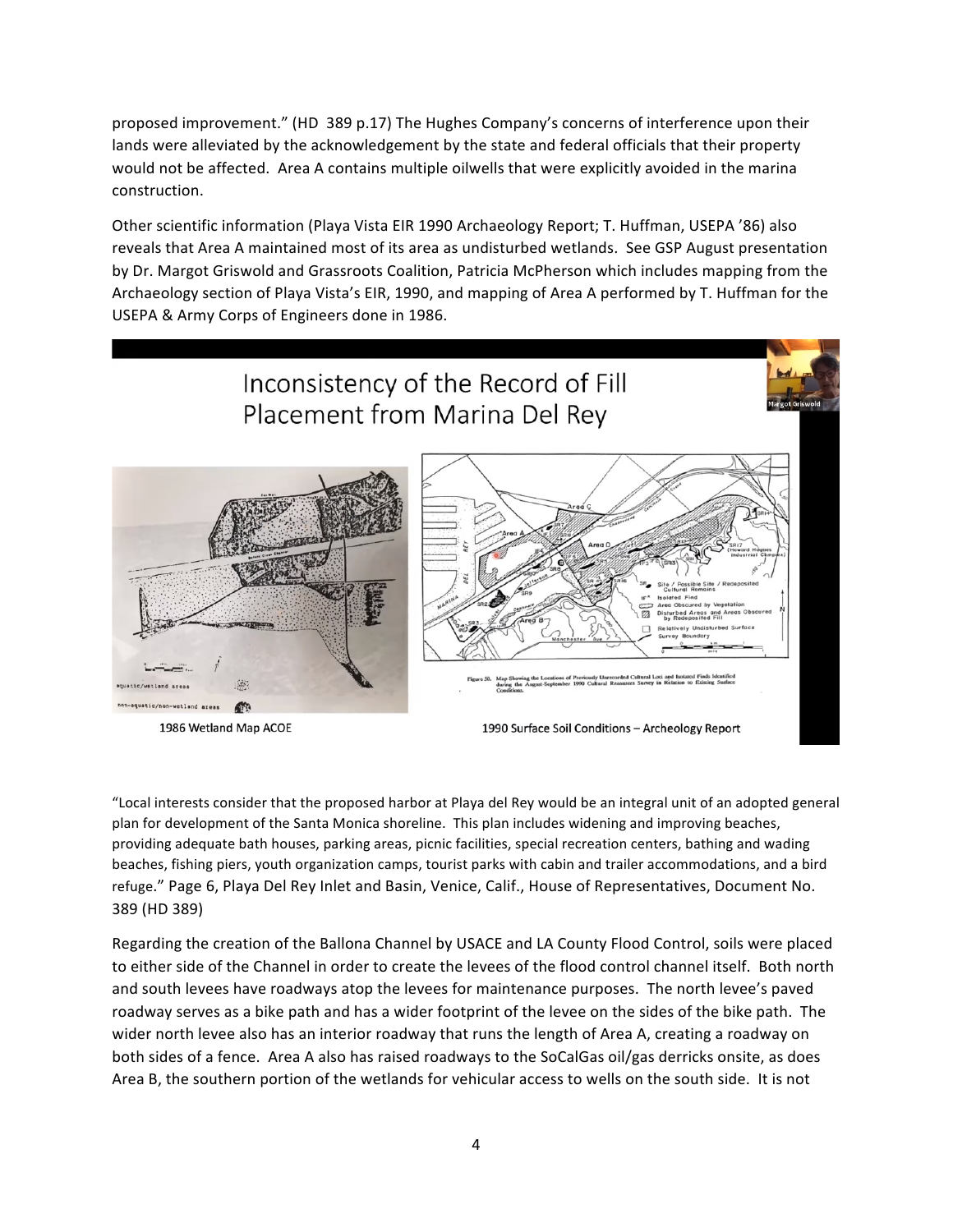proposed improvement." (HD 389 p.17) The Hughes Company's concerns of interference upon their lands were alleviated by the acknowledgement by the state and federal officials that their property would not be affected. Area A contains multiple oilwells that were explicitly avoided in the marina construction.

Other scientific information (Playa Vista EIR 1990 Archaeology Report; T. Huffman, USEPA '86) also reveals that Area A maintained most of its area as undisturbed wetlands. See GSP August presentation by Dr. Margot Griswold and Grassroots Coalition, Patricia McPherson which includes mapping from the Archaeology section of Playa Vista's EIR, 1990, and mapping of Area A performed by T. Huffman for the USEPA & Army Corps of Engineers done in 1986.

Inconsistency of the Record of Fill Placement from Marina Del Rey

1986 Wetland Map ACOE

1990 Surface Soil Conditions – Archeology Report

"Local interests consider that the proposed harbor at Playa del Rey would be an integral unit of an adopted general plan for development of the Santa Monica shoreline. This plan includes widening and improving beaches, providing adequate bath houses, parking areas, picnic facilities, special recreation centers, bathing and wading beaches, fishing piers, youth organization camps, tourist parks with cabin and trailer accommodations, and a bird refuge." Page 6, Playa Del Rey Inlet and Basin, Venice, Calif., House of Representatives, Document No. 389 (HD 389)

Regarding the creation of the Ballona Channel by USACE and LA County Flood Control, soils were placed to either side of the Channel in order to create the levees of the flood control channel itself. Both north and south levees have roadways atop the levees for maintenance purposes. The north levee's paved roadway serves as a bike path and has a wider footprint of the levee on the sides of the bike path. The wider north levee also has an interior roadway that runs the length of Area A, creating a roadway on both sides of a fence. Area A also has raised roadways to the SoCalGas oil/gas derricks onsite, as does Area B, the southern portion of the wetlands for vehicular access to wells on the south side. It is not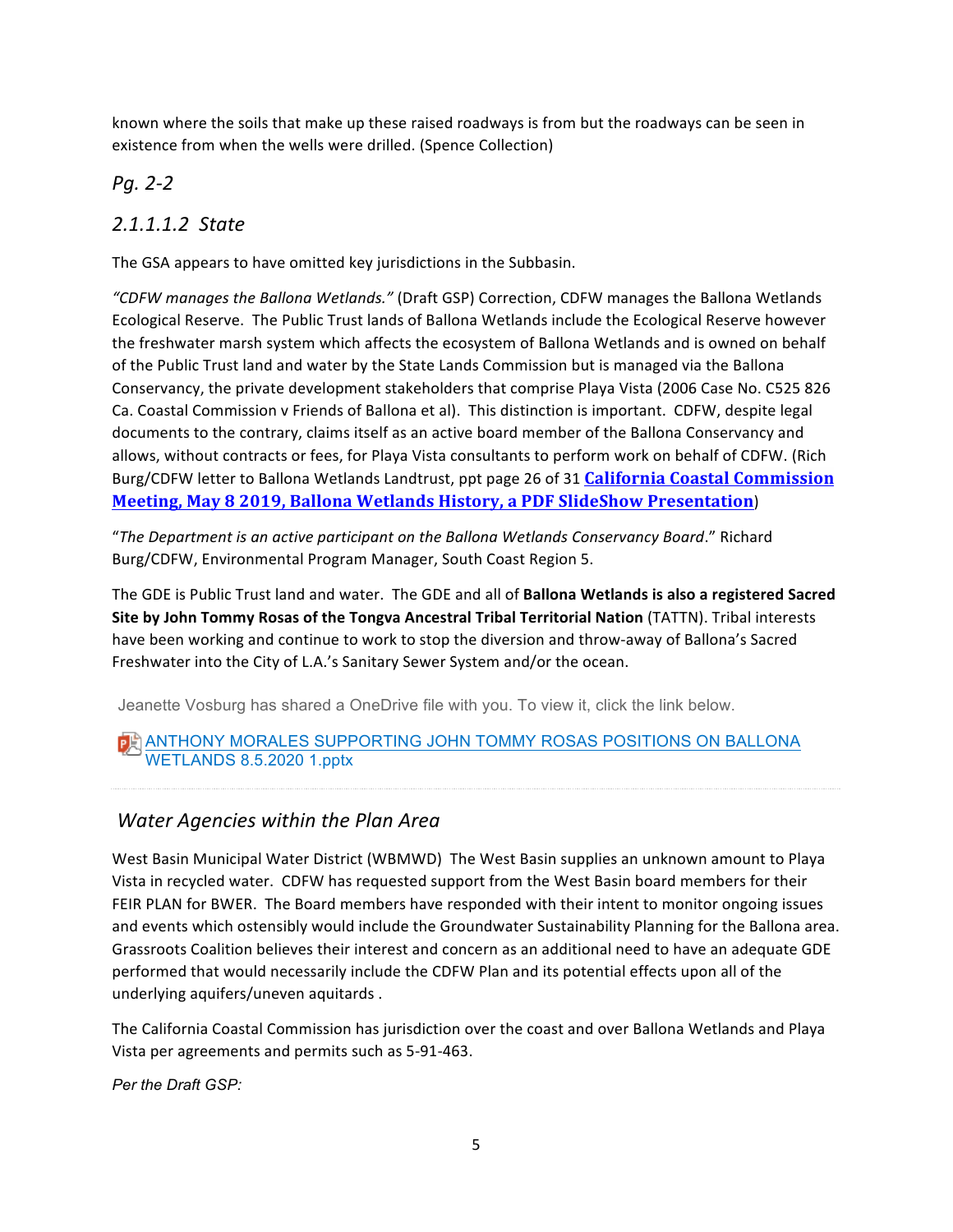known where the soils that make up these raised roadways is from but the roadways can be seen in existence from when the wells were drilled. (Spence Collection)

### *Pg. 2-2*

### *2.1.1.1.2 State*

The GSA appears to have omitted key jurisdictions in the Subbasin.

*"CDFW manages the Ballona Wetlands."* (Draft GSP) Correction, CDFW manages the Ballona Wetlands Ecological Reserve. The Public Trust lands of Ballona Wetlands include the Ecological Reserve however the freshwater marsh system which affects the ecosystem of Ballona Wetlands and is owned on behalf of the Public Trust land and water by the State Lands Commission but is managed via the Ballona Conservancy, the private development stakeholders that comprise Playa Vista (2006 Case No. C525 826 Ca. Coastal Commission v Friends of Ballona et al). This distinction is important. CDFW, despite legal documents to the contrary, claims itself as an active board member of the Ballona Conservancy and allows, without contracts or fees, for Playa Vista consultants to perform work on behalf of CDFW. (Rich Burg/CDFW letter to Ballona Wetlands Landtrust, ppt page 26 of 31 **California Coastal Commission Meeting, May 8 2019, Ballona Wetlands History, a PDF SlideShow Presentation**)

"*The Department is an active participant on the Ballona Wetlands Conservancy Board*." Richard Burg/CDFW, Environmental Program Manager, South Coast Region 5.

The GDE is Public Trust land and water. The GDE and all of **Ballona Wetlands is also a registered Sacred Site by John Tommy Rosas of the Tongva Ancestral Tribal Territorial Nation** (TATTN). Tribal interests have been working and continue to work to stop the diversion and throw-away of Ballona's Sacred Freshwater into the City of L.A.'s Sanitary Sewer System and/or the ocean.

Jeanette Vosburg has shared a OneDrive file with you. To view it, click the link below.

ANTHONY MORALES SUPPORTING JOHN TOMMY ROSAS POSITIONS ON BALLONA WETLANDS 8.5.2020 1.pptx

---

### *Water Agencies within the Plan Area*

West Basin Municipal Water District (WBMWD) The West Basin supplies an unknown amount to Playa Vista in recycled water. CDFW has requested support from the West Basin board members for their FEIR PLAN for BWER. The Board members have responded with their intent to monitor ongoing issues and events which ostensibly would include the Groundwater Sustainability Planning for the Ballona area. Grassroots Coalition believes their interest and concern as an additional need to have an adequate GDE performed that would necessarily include the CDFW Plan and its potential effects upon all of the underlying aquifers/uneven aquitards .

The California Coastal Commission has jurisdiction over the coast and over Ballona Wetlands and Playa Vista per agreements and permits such as 5-91-463.

*Per the Draft GSP:*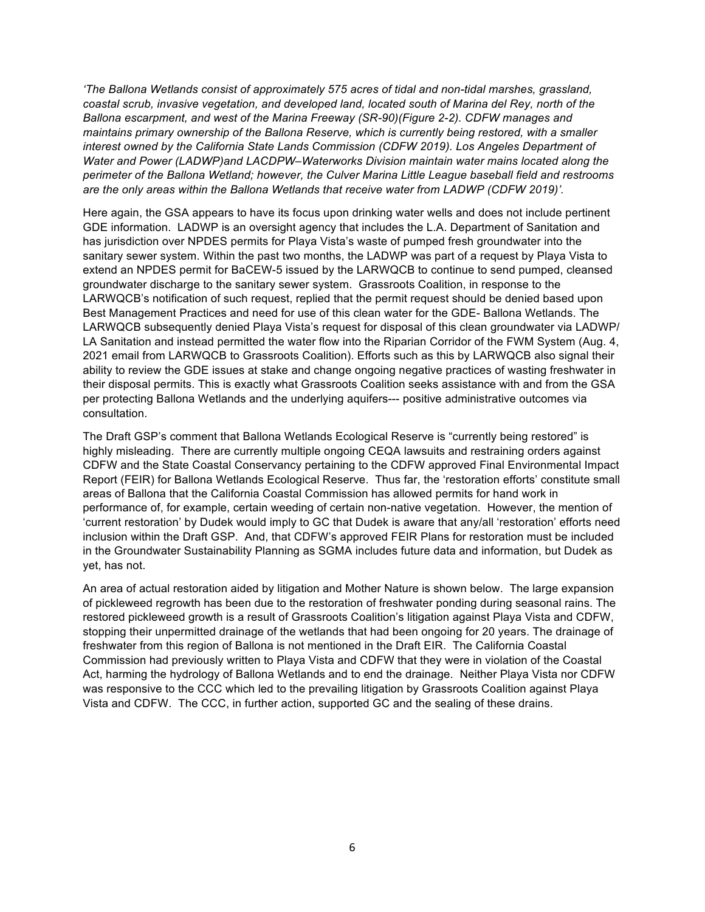*'The Ballona Wetlands consist of approximately 575 acres of tidal and non-tidal marshes, grassland, coastal scrub, invasive vegetation, and developed land, located south of Marina del Rey, north of the Ballona escarpment, and west of the Marina Freeway (SR-90)(Figure 2-2). CDFW manages and maintains primary ownership of the Ballona Reserve, which is currently being restored, with a smaller interest owned by the California State Lands Commission (CDFW 2019). Los Angeles Department of Water and Power (LADWP)and LACDPW–Waterworks Division maintain water mains located along the perimeter of the Ballona Wetland; however, the Culver Marina Little League baseball field and restrooms are the only areas within the Ballona Wetlands that receive water from LADWP (CDFW 2019)'.*

Here again, the GSA appears to have its focus upon drinking water wells and does not include pertinent GDE information. LADWP is an oversight agency that includes the L.A. Department of Sanitation and has jurisdiction over NPDES permits for Playa Vista's waste of pumped fresh groundwater into the sanitary sewer system. Within the past two months, the LADWP was part of a request by Playa Vista to extend an NPDES permit for BaCEW-5 issued by the LARWQCB to continue to send pumped, cleansed groundwater discharge to the sanitary sewer system. Grassroots Coalition, in response to the LARWQCB's notification of such request, replied that the permit request should be denied based upon Best Management Practices and need for use of this clean water for the GDE- Ballona Wetlands. The LARWQCB subsequently denied Playa Vista's request for disposal of this clean groundwater via LADWP/ LA Sanitation and instead permitted the water flow into the Riparian Corridor of the FWM System (Aug. 4, 2021 email from LARWQCB to Grassroots Coalition). Efforts such as this by LARWQCB also signal their ability to review the GDE issues at stake and change ongoing negative practices of wasting freshwater in their disposal permits. This is exactly what Grassroots Coalition seeks assistance with and from the GSA per protecting Ballona Wetlands and the underlying aquifers--- positive administrative outcomes via consultation.

The Draft GSP's comment that Ballona Wetlands Ecological Reserve is "currently being restored" is highly misleading. There are currently multiple ongoing CEQA lawsuits and restraining orders against CDFW and the State Coastal Conservancy pertaining to the CDFW approved Final Environmental Impact Report (FEIR) for Ballona Wetlands Ecological Reserve. Thus far, the 'restoration efforts' constitute small areas of Ballona that the California Coastal Commission has allowed permits for hand work in performance of, for example, certain weeding of certain non-native vegetation. However, the mention of 'current restoration' by Dudek would imply to GC that Dudek is aware that any/all 'restoration' efforts need inclusion within the Draft GSP. And, that CDFW's approved FEIR Plans for restoration must be included in the Groundwater Sustainability Planning as SGMA includes future data and information, but Dudek as yet, has not.

An area of actual restoration aided by litigation and Mother Nature is shown below. The large expansion of pickleweed regrowth has been due to the restoration of freshwater ponding during seasonal rains. The restored pickleweed growth is a result of Grassroots Coalition's litigation against Playa Vista and CDFW, stopping their unpermitted drainage of the wetlands that had been ongoing for 20 years. The drainage of freshwater from this region of Ballona is not mentioned in the Draft EIR. The California Coastal Commission had previously written to Playa Vista and CDFW that they were in violation of the Coastal Act, harming the hydrology of Ballona Wetlands and to end the drainage. Neither Playa Vista nor CDFW was responsive to the CCC which led to the prevailing litigation by Grassroots Coalition against Playa Vista and CDFW. The CCC, in further action, supported GC and the sealing of these drains.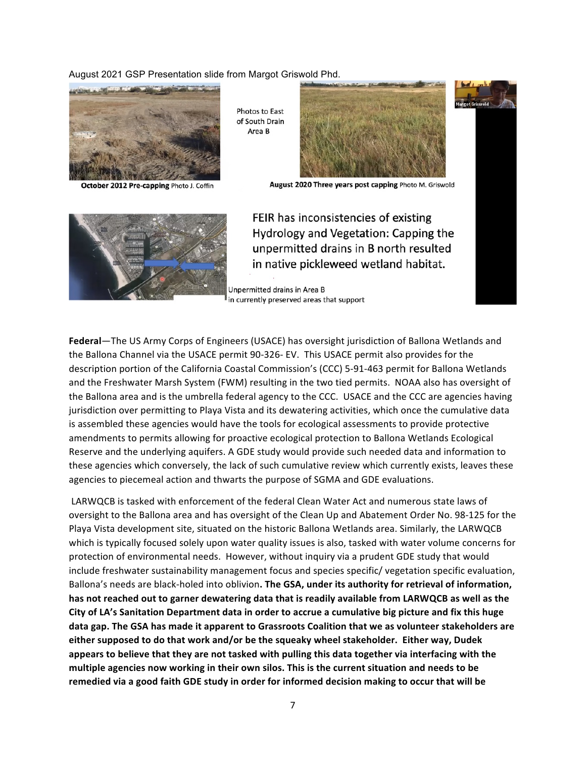August 2021 GSP Presentation slide from Margot Griswold Phd.

Photos to East of South Drain Area B

**October 2012 Pre-capping** Photo J. Coffin

**August 2020 Three years post capping** Photo M. Griswold

FEIR has inconsistencies of existing Hydrology and Vegetation: Capping the unpermitted drains in B north resulted in native pickleweed wetland habitat.

Unpermitted drains in Area B in currently preserved areas that support

**Federal**—The US Army Corps of Engineers (USACE) has oversight jurisdiction of Ballona Wetlands and the Ballona Channel via the USACE permit 90-326- EV. This USACE permit also provides for the description portion of the California Coastal Commission's (CCC) 5-91-463 permit for Ballona Wetlands and the Freshwater Marsh System (FWM) resulting in the two tied permits. NOAA also has oversight of the Ballona area and is the umbrella federal agency to the CCC. USACE and the CCC are agencies having jurisdiction over permitting to Playa Vista and its dewatering activities, which once the cumulative data is assembled these agencies would have the tools for ecological assessments to provide protective amendments to permits allowing for proactive ecological protection to Ballona Wetlands Ecological Reserve and the underlying aquifers. A GDE study would provide such needed data and information to these agencies which conversely, the lack of such cumulative review which currently exists, leaves these agencies to piecemeal action and thwarts the purpose of SGMA and GDE evaluations.

LARWQCB is tasked with enforcement of the federal Clean Water Act and numerous state laws of oversight to the Ballona area and has oversight of the Clean Up and Abatement Order No. 98-125 for the Playa Vista development site, situated on the historic Ballona Wetlands area. Similarly, the LARWQCB which is typically focused solely upon water quality issues is also, tasked with water volume concerns for protection of environmental needs. However, without inquiry via a prudent GDE study that would include freshwater sustainability management focus and species specific/ vegetation specific evaluation, Ballona's needs are black-holed into oblivion**. The GSA, under its authority for retrieval of information, has not reached out to garner dewatering data that is readily available from LARWQCB as well as the City of LA's Sanitation Department data in order to accrue a cumulative big picture and fix this huge data gap. The GSA has made it apparent to Grassroots Coalition that we as volunteer stakeholders are either supposed to do that work and/or be the squeaky wheel stakeholder. Either way, Dudek appears to believe that they are not tasked with pulling this data together via interfacing with the multiple agencies now working in their own silos. This is the current situation and needs to be remedied via a good faith GDE study in order for informed decision making to occur that will be**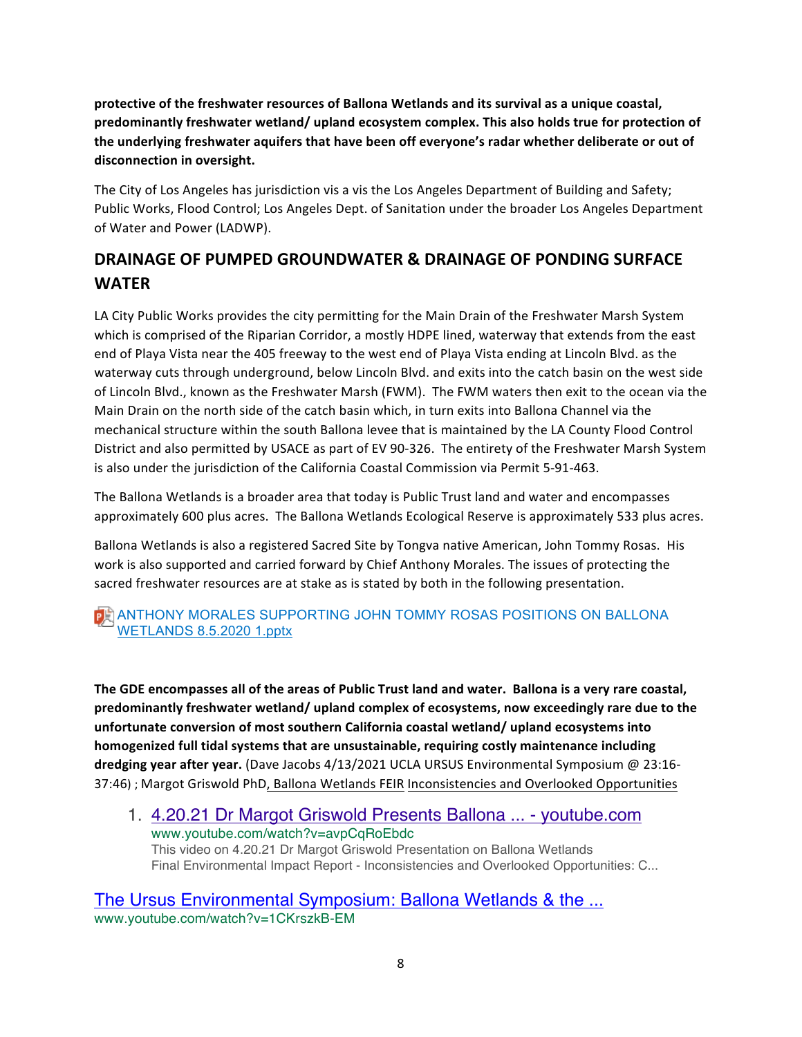**protective of the freshwater resources of Ballona Wetlands and its survival as a unique coastal, predominantly freshwater wetland/ upland ecosystem complex. This also holds true for protection of the underlying freshwater aquifers that have been off everyone's radar whether deliberate or out of disconnection in oversight.**

The City of Los Angeles has jurisdiction vis a vis the Los Angeles Department of Building and Safety; Public Works, Flood Control; Los Angeles Dept. of Sanitation under the broader Los Angeles Department of Water and Power (LADWP).

## DRAINAGE OF PUMPED GROUNDWATER & DRAINAGE OF PONDING SURFACE WATER

LA City Public Works provides the city permitting for the Main Drain of the Freshwater Marsh System which is comprised of the Riparian Corridor, a mostly HDPE lined, waterway that extends from the east end of Playa Vista near the 405 freeway to the west end of Playa Vista ending at Lincoln Blvd. as the waterway cuts through underground, below Lincoln Blvd. and exits into the catch basin on the west side of Lincoln Blvd., known as the Freshwater Marsh (FWM). The FWM waters then exit to the ocean via the Main Drain on the north side of the catch basin which, in turn exits into Ballona Channel via the mechanical structure within the south Ballona levee that is maintained by the LA County Flood Control District and also permitted by USACE as part of EV 90-326. The entirety of the Freshwater Marsh System is also under the jurisdiction of the California Coastal Commission via Permit 5-91-463.

The Ballona Wetlands is a broader area that today is Public Trust land and water and encompasses approximately 600 plus acres. The Ballona Wetlands Ecological Reserve is approximately 533 plus acres.

Ballona Wetlands is also a registered Sacred Site by Tongva native American, John Tommy Rosas. His work is also supported and carried forward by Chief Anthony Morales. The issues of protecting the sacred freshwater resources are at stake as is stated by both in the following presentation.

ANTHONY MORALES SUPPORTING JOHN TOMMY ROSAS POSITIONS ON BALLONA WETLANDS 8.5.2020 1.pptx

**The GDE encompasses all of the areas of Public Trust land and water. Ballona is a very rare coastal, predominantly freshwater wetland/ upland complex of ecosystems, now exceedingly rare due to the unfortunate conversion of most southern California coastal wetland/ upland ecosystems into homogenized full tidal systems that are unsustainable, requiring costly maintenance including dredging year after year.** (Dave Jacobs 4/13/2021 UCLA URSUS Environmental Symposium @ 23:16-37:46) ; Margot Griswold PhD, Ballona Wetlands FEIR Inconsistencies and Overlooked Opportunities

1. 4.20.21 Dr Margot Griswold Presents Ballona ... - youtube.com
   www.youtube.com/watch?v=avpCqRoEbdc
   This video on 4.20.21 Dr Margot Griswold Presentation on Ballona Wetlands Final Environmental Impact Report - Inconsistencies and Overlooked Opportunities: C...

The Ursus Environmental Symposium: Ballona Wetlands & the ...
www.youtube.com/watch?v=1CKrszkB-EM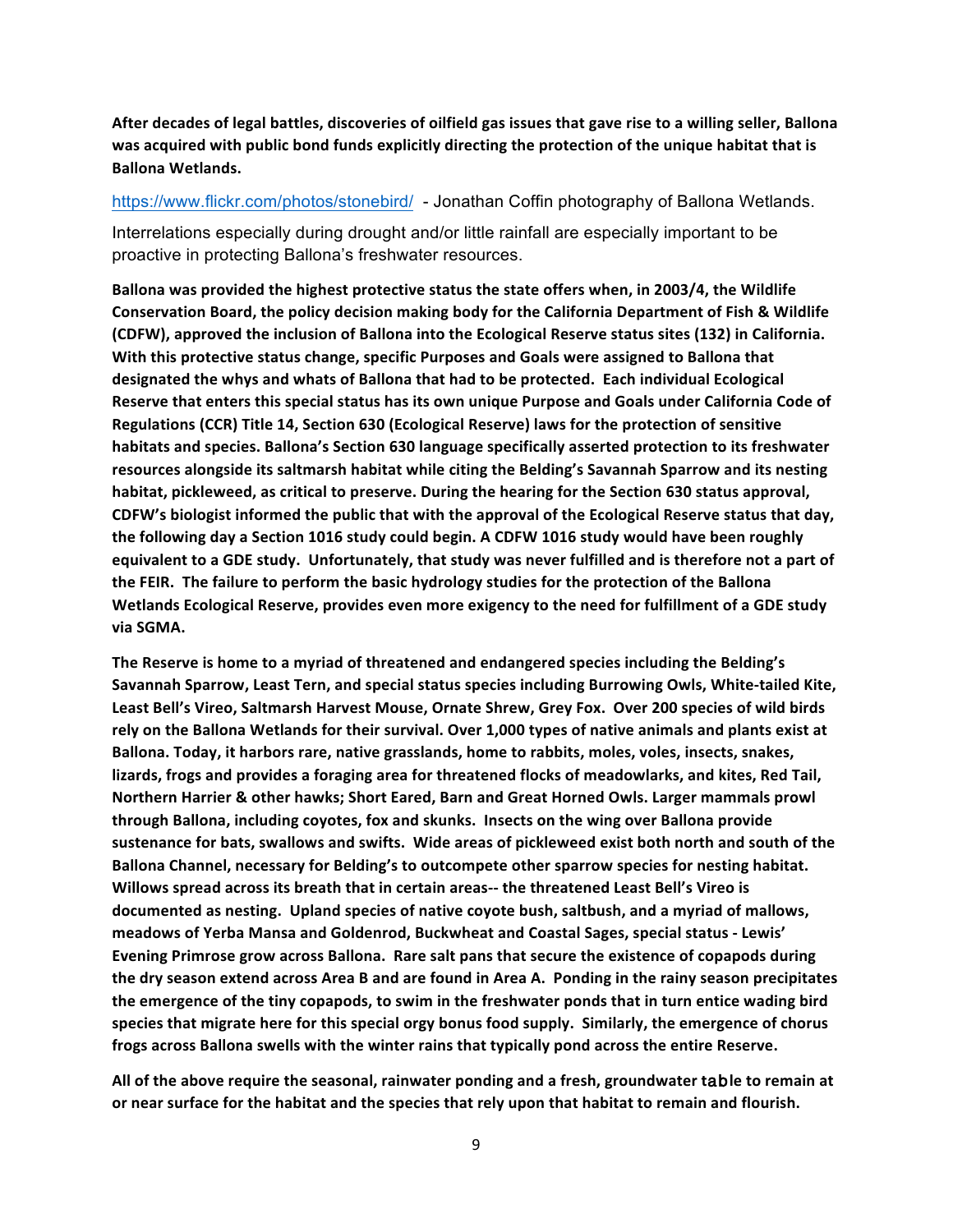**After decades of legal battles, discoveries of oilfield gas issues that gave rise to a willing seller, Ballona was acquired with public bond funds explicitly directing the protection of the unique habitat that is Ballona Wetlands.**

https://www.flickr.com/photos/stonebird/ - Jonathan Coffin photography of Ballona Wetlands.

Interrelations especially during drought and/or little rainfall are especially important to be proactive in protecting Ballona's freshwater resources.

**Ballona was provided the highest protective status the state offers when, in 2003/4, the Wildlife Conservation Board, the policy decision making body for the California Department of Fish & Wildlife (CDFW), approved the inclusion of Ballona into the Ecological Reserve status sites (132) in California. With this protective status change, specific Purposes and Goals were assigned to Ballona that designated the whys and whats of Ballona that had to be protected. Each individual Ecological Reserve that enters this special status has its own unique Purpose and Goals under California Code of Regulations (CCR) Title 14, Section 630 (Ecological Reserve) laws for the protection of sensitive habitats and species. Ballona's Section 630 language specifically asserted protection to its freshwater resources alongside its saltmarsh habitat while citing the Belding's Savannah Sparrow and its nesting habitat, pickleweed, as critical to preserve. During the hearing for the Section 630 status approval, CDFW's biologist informed the public that with the approval of the Ecological Reserve status that day, the following day a Section 1016 study could begin. A CDFW 1016 study would have been roughly equivalent to a GDE study. Unfortunately, that study was never fulfilled and is therefore not a part of the FEIR. The failure to perform the basic hydrology studies for the protection of the Ballona Wetlands Ecological Reserve, provides even more exigency to the need for fulfillment of a GDE study via SGMA.**

**The Reserve is home to a myriad of threatened and endangered species including the Belding's Savannah Sparrow, Least Tern, and special status species including Burrowing Owls, White-tailed Kite, Least Bell's Vireo, Saltmarsh Harvest Mouse, Ornate Shrew, Grey Fox. Over 200 species of wild birds rely on the Ballona Wetlands for their survival. Over 1,000 types of native animals and plants exist at Ballona. Today, it harbors rare, native grasslands, home to rabbits, moles, voles, insects, snakes, lizards, frogs and provides a foraging area for threatened flocks of meadowlarks, and kites, Red Tail, Northern Harrier & other hawks; Short Eared, Barn and Great Horned Owls. Larger mammals prowl through Ballona, including coyotes, fox and skunks. Insects on the wing over Ballona provide sustenance for bats, swallows and swifts. Wide areas of pickleweed exist both north and south of the Ballona Channel, necessary for Belding's to outcompete other sparrow species for nesting habitat. Willows spread across its breath that in certain areas-- the threatened Least Bell's Vireo is documented as nesting. Upland species of native coyote bush, saltbush, and a myriad of mallows, meadows of Yerba Mansa and Goldenrod, Buckwheat and Coastal Sages, special status - Lewis' Evening Primrose grow across Ballona. Rare salt pans that secure the existence of copapods during the dry season extend across Area B and are found in Area A. Ponding in the rainy season precipitates the emergence of the tiny copapods, to swim in the freshwater ponds that in turn entice wading bird species that migrate here for this special orgy bonus food supply. Similarly, the emergence of chorus frogs across Ballona swells with the winter rains that typically pond across the entire Reserve.**

**All of the above require the seasonal, rainwater ponding and a fresh, groundwater table to remain at or near surface for the habitat and the species that rely upon that habitat to remain and flourish.**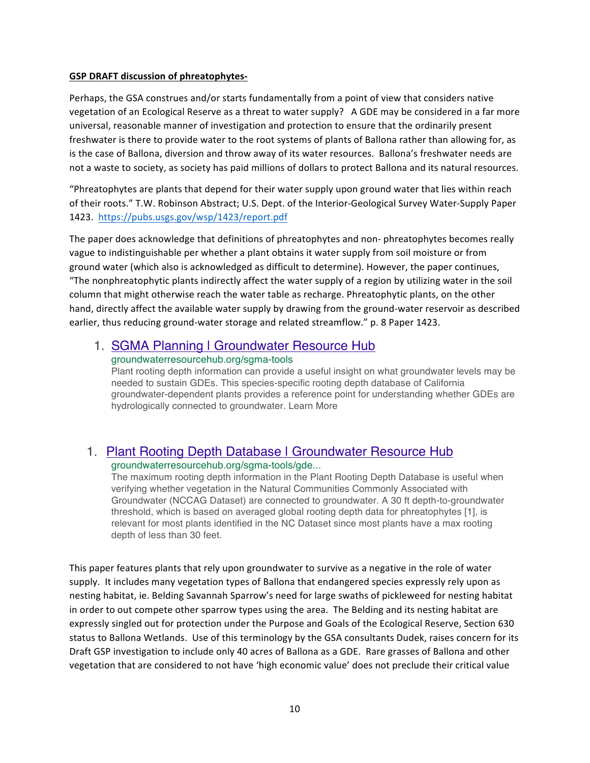**GSP DRAFT discussion of phreatophytes-**

Perhaps, the GSA construes and/or starts fundamentally from a point of view that considers native vegetation of an Ecological Reserve as a threat to water supply? A GDE may be considered in a far more universal, reasonable manner of investigation and protection to ensure that the ordinarily present freshwater is there to provide water to the root systems of plants of Ballona rather than allowing for, as is the case of Ballona, diversion and throw away of its water resources. Ballona's freshwater needs are not a waste to society, as society has paid millions of dollars to protect Ballona and its natural resources.

"Phreatophytes are plants that depend for their water supply upon ground water that lies within reach of their roots." T.W. Robinson Abstract; U.S. Dept. of the Interior-Geological Survey Water-Supply Paper 1423. https://pubs.usgs.gov/wsp/1423/report.pdf

The paper does acknowledge that definitions of phreatophytes and non- phreatophytes becomes really vague to indistinguishable per whether a plant obtains it water supply from soil moisture or from ground water (which also is acknowledged as difficult to determine). However, the paper continues, "The nonphreatophytic plants indirectly affect the water supply of a region by utilizing water in the soil column that might otherwise reach the water table as recharge. Phreatophytic plants, on the other hand, directly affect the available water supply by drawing from the ground-water reservoir as described earlier, thus reducing ground-water storage and related streamflow." p. 8 Paper 1423.

1. SGMA Planning | Groundwater Resource Hub
   groundwaterresourcehub.org/sgma-tools
   Plant rooting depth information can provide a useful insight on what groundwater levels may be needed to sustain GDEs. This species-specific rooting depth database of California groundwater-dependent plants provides a reference point for understanding whether GDEs are hydrologically connected to groundwater. Learn More

1. Plant Rooting Depth Database | Groundwater Resource Hub
   groundwaterresourcehub.org/sgma-tools/gde...
   The maximum rooting depth information in the Plant Rooting Depth Database is useful when verifying whether vegetation in the Natural Communities Commonly Associated with Groundwater (NCCAG Dataset) are connected to groundwater. A 30 ft depth-to-groundwater threshold, which is based on averaged global rooting depth data for phreatophytes [1], is relevant for most plants identified in the NC Dataset since most plants have a max rooting depth of less than 30 feet.

This paper features plants that rely upon groundwater to survive as a negative in the role of water supply. It includes many vegetation types of Ballona that endangered species expressly rely upon as nesting habitat, ie. Belding Savannah Sparrow's need for large swaths of pickleweed for nesting habitat in order to out compete other sparrow types using the area. The Belding and its nesting habitat are expressly singled out for protection under the Purpose and Goals of the Ecological Reserve, Section 630 status to Ballona Wetlands. Use of this terminology by the GSA consultants Dudek, raises concern for its Draft GSP investigation to include only 40 acres of Ballona as a GDE. Rare grasses of Ballona and other vegetation that are considered to not have 'high economic value' does not preclude their critical value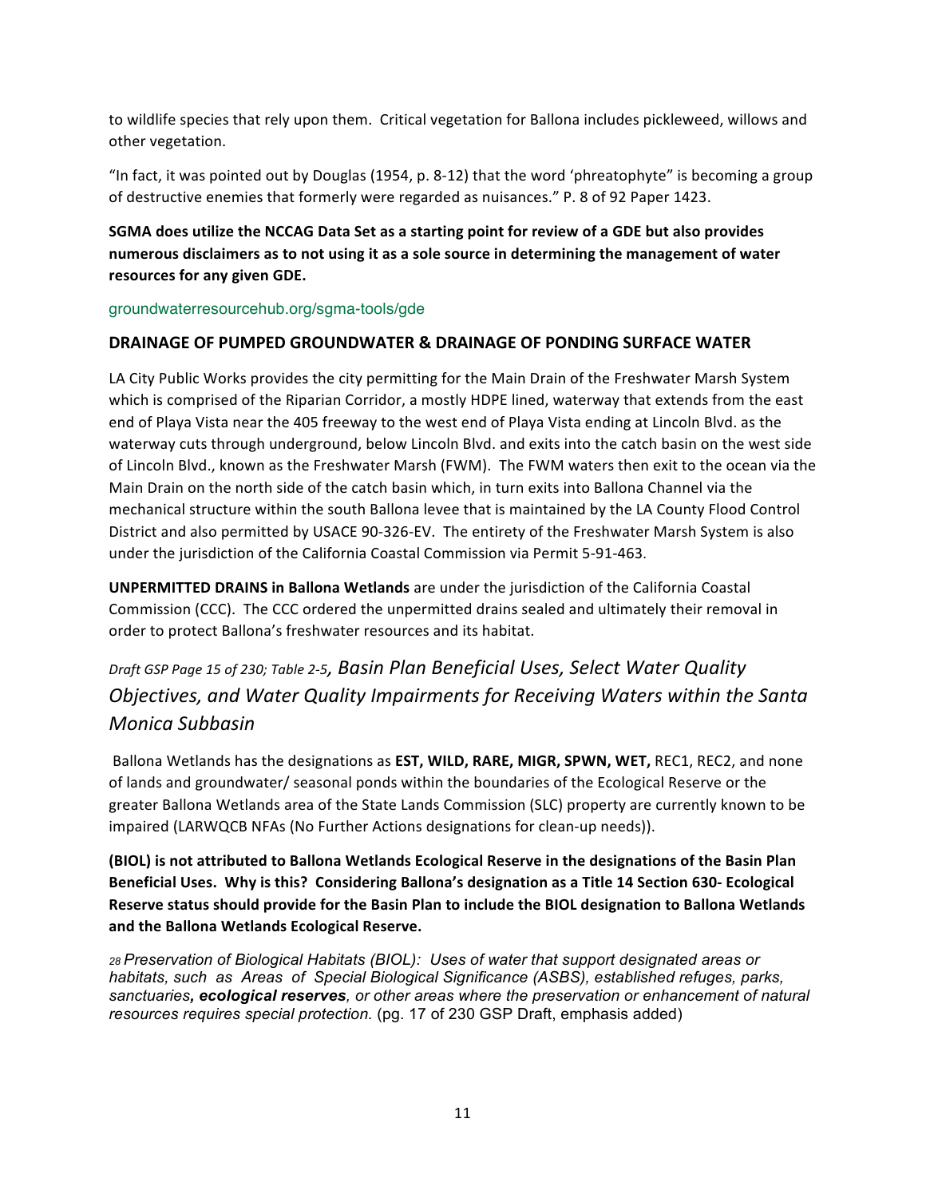to wildlife species that rely upon them. Critical vegetation for Ballona includes pickleweed, willows and other vegetation.

"In fact, it was pointed out by Douglas (1954, p. 8-12) that the word 'phreatophyte" is becoming a group of destructive enemies that formerly were regarded as nuisances." P. 8 of 92 Paper 1423.

**SGMA does utilize the NCCAG Data Set as a starting point for review of a GDE but also provides numerous disclaimers as to not using it as a sole source in determining the management of water resources for any given GDE.**

groundwaterresourcehub.org/sgma-tools/gde

## DRAINAGE OF PUMPED GROUNDWATER & DRAINAGE OF PONDING SURFACE WATER

LA City Public Works provides the city permitting for the Main Drain of the Freshwater Marsh System which is comprised of the Riparian Corridor, a mostly HDPE lined, waterway that extends from the east end of Playa Vista near the 405 freeway to the west end of Playa Vista ending at Lincoln Blvd. as the waterway cuts through underground, below Lincoln Blvd. and exits into the catch basin on the west side of Lincoln Blvd., known as the Freshwater Marsh (FWM). The FWM waters then exit to the ocean via the Main Drain on the north side of the catch basin which, in turn exits into Ballona Channel via the mechanical structure within the south Ballona levee that is maintained by the LA County Flood Control District and also permitted by USACE 90-326-EV. The entirety of the Freshwater Marsh System is also under the jurisdiction of the California Coastal Commission via Permit 5-91-463.

**UNPERMITTED DRAINS in Ballona Wetlands** are under the jurisdiction of the California Coastal Commission (CCC). The CCC ordered the unpermitted drains sealed and ultimately their removal in order to protect Ballona's freshwater resources and its habitat.

## *Draft GSP Page 15 of 230; Table 2-5, Basin Plan Beneficial Uses, Select Water Quality Objectives, and Water Quality Impairments for Receiving Waters within the Santa Monica Subbasin*

Ballona Wetlands has the designations as **EST, WILD, RARE, MIGR, SPWN, WET,** REC1, REC2, and none of lands and groundwater/ seasonal ponds within the boundaries of the Ecological Reserve or the greater Ballona Wetlands area of the State Lands Commission (SLC) property are currently known to be impaired (LARWQCB NFAs (No Further Actions designations for clean-up needs)).

**(BIOL) is not attributed to Ballona Wetlands Ecological Reserve in the designations of the Basin Plan Beneficial Uses. Why is this? Considering Ballona's designation as a Title 14 Section 630- Ecological Reserve status should provide for the Basin Plan to include the BIOL designation to Ballona Wetlands and the Ballona Wetlands Ecological Reserve.**

[28] *Preservation of Biological Habitats (BIOL): Uses of water that support designated areas or habitats, such as Areas of Special Biological Significance (ASBS), established refuges, parks, sanctuaries, **ecological reserves**, or other areas where the preservation or enhancement of natural resources requires special protection.* (pg. 17 of 230 GSP Draft, emphasis added)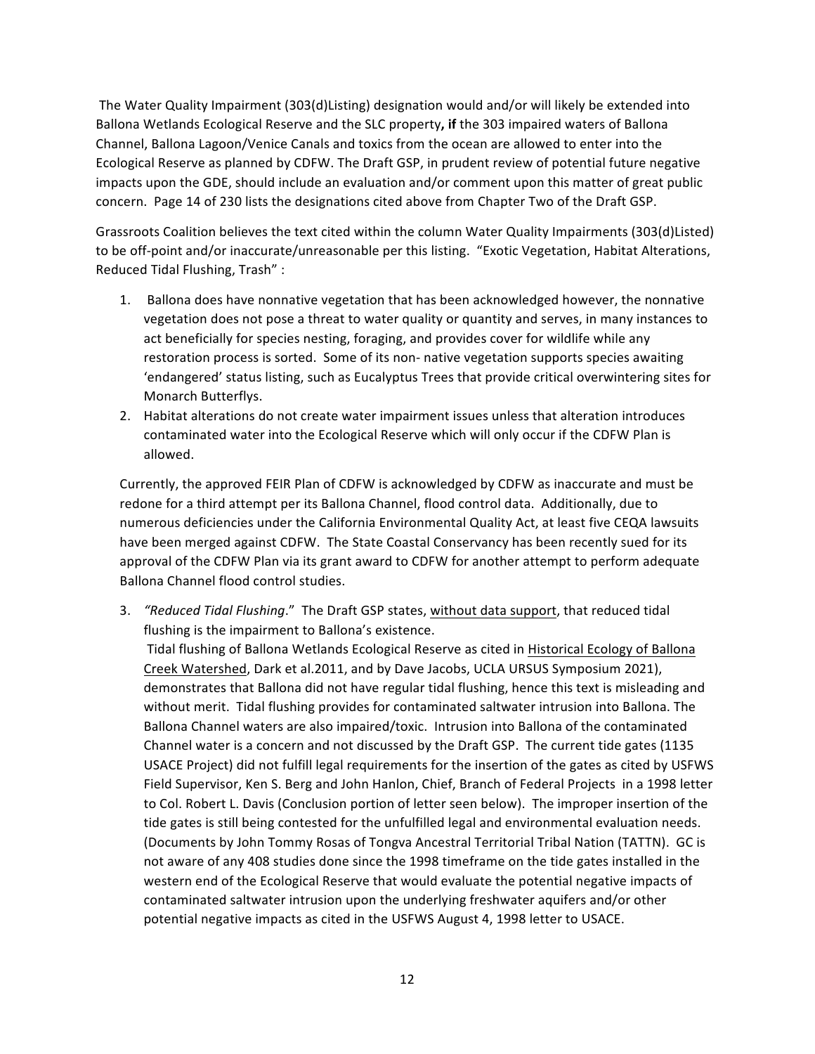The Water Quality Impairment (303(d)Listing) designation would and/or will likely be extended into Ballona Wetlands Ecological Reserve and the SLC property**, if** the 303 impaired waters of Ballona Channel, Ballona Lagoon/Venice Canals and toxics from the ocean are allowed to enter into the Ecological Reserve as planned by CDFW. The Draft GSP, in prudent review of potential future negative impacts upon the GDE, should include an evaluation and/or comment upon this matter of great public concern. Page 14 of 230 lists the designations cited above from Chapter Two of the Draft GSP.

Grassroots Coalition believes the text cited within the column Water Quality Impairments (303(d)Listed) to be off-point and/or inaccurate/unreasonable per this listing. "Exotic Vegetation, Habitat Alterations, Reduced Tidal Flushing, Trash" :

1. Ballona does have nonnative vegetation that has been acknowledged however, the nonnative vegetation does not pose a threat to water quality or quantity and serves, in many instances to act beneficially for species nesting, foraging, and provides cover for wildlife while any restoration process is sorted. Some of its non- native vegetation supports species awaiting 'endangered' status listing, such as Eucalyptus Trees that provide critical overwintering sites for Monarch Butterflys.
2. Habitat alterations do not create water impairment issues unless that alteration introduces contaminated water into the Ecological Reserve which will only occur if the CDFW Plan is allowed.

Currently, the approved FEIR Plan of CDFW is acknowledged by CDFW as inaccurate and must be redone for a third attempt per its Ballona Channel, flood control data. Additionally, due to numerous deficiencies under the California Environmental Quality Act, at least five CEQA lawsuits have been merged against CDFW. The State Coastal Conservancy has been recently sued for its approval of the CDFW Plan via its grant award to CDFW for another attempt to perform adequate Ballona Channel flood control studies.

3. *"Reduced Tidal Flushing*." The Draft GSP states, <u>without data support</u>, that reduced tidal flushing is the impairment to Ballona's existence.
   Tidal flushing of Ballona Wetlands Ecological Reserve as cited in <u>Historical Ecology of Ballona Creek Watershed</u>, Dark et al.2011, and by Dave Jacobs, UCLA URSUS Symposium 2021), demonstrates that Ballona did not have regular tidal flushing, hence this text is misleading and without merit. Tidal flushing provides for contaminated saltwater intrusion into Ballona. The Ballona Channel waters are also impaired/toxic. Intrusion into Ballona of the contaminated Channel water is a concern and not discussed by the Draft GSP. The current tide gates (1135 USACE Project) did not fulfill legal requirements for the insertion of the gates as cited by USFWS Field Supervisor, Ken S. Berg and John Hanlon, Chief, Branch of Federal Projects in a 1998 letter to Col. Robert L. Davis (Conclusion portion of letter seen below). The improper insertion of the tide gates is still being contested for the unfulfilled legal and environmental evaluation needs. (Documents by John Tommy Rosas of Tongva Ancestral Territorial Tribal Nation (TATTN). GC is not aware of any 408 studies done since the 1998 timeframe on the tide gates installed in the western end of the Ecological Reserve that would evaluate the potential negative impacts of contaminated saltwater intrusion upon the underlying freshwater aquifers and/or other potential negative impacts as cited in the USFWS August 4, 1998 letter to USACE.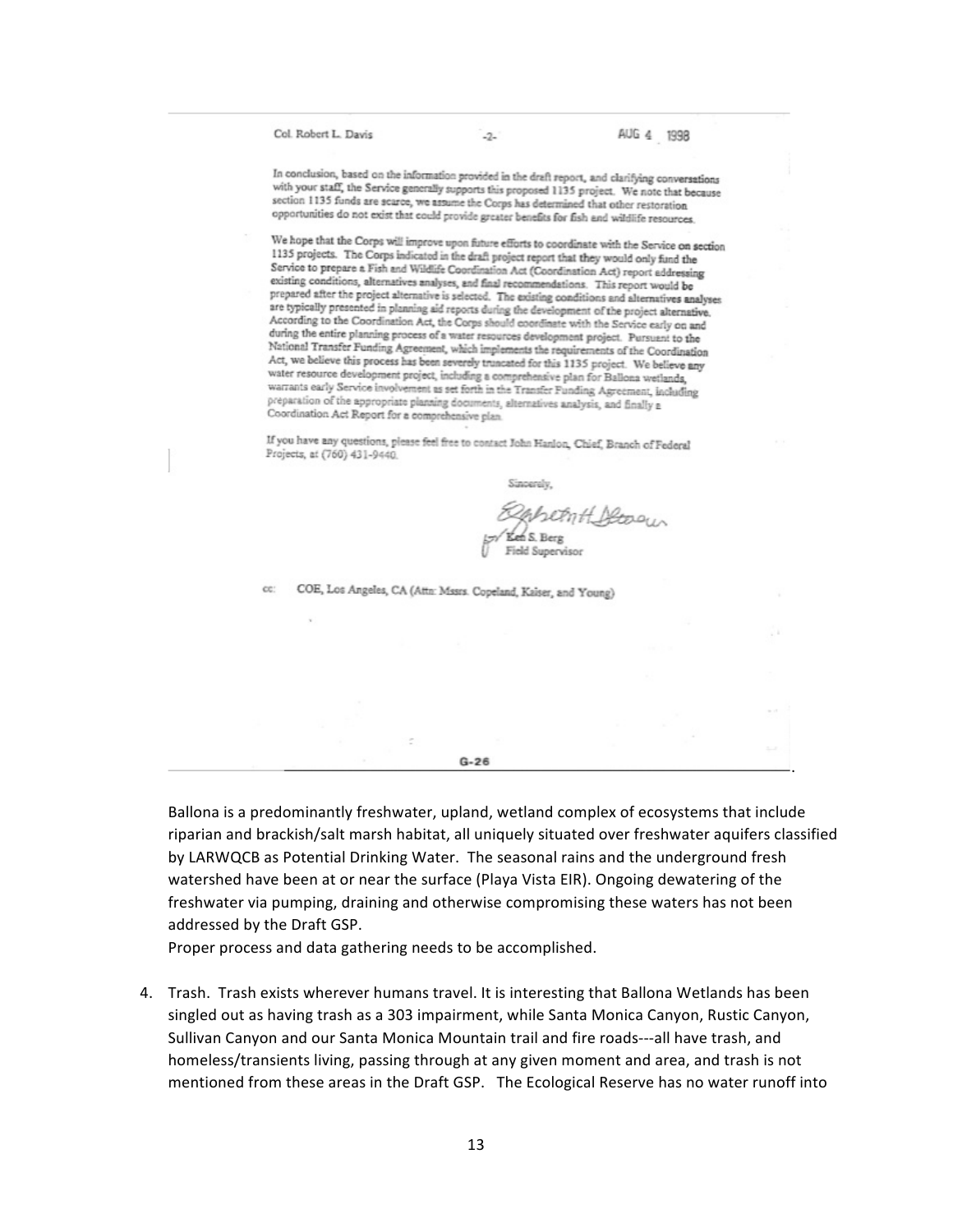Col. Robert L. Davis -2- AUG 4 1998

In conclusion, based on the information provided in the draft report, and clarifying conversations with your staff, the Service generally supports this proposed 1135 project. We note that because section 1135 funds are scarce, we assume the Corps has determined that other restoration opportunities do not exist that could provide greater benefits for fish and wildlife resources.

We hope that the Corps will improve upon future efforts to coordinate with the Service on section 1135 projects. The Corps indicated in the draft project report that they would only fund the Service to prepare a Fish and Wildlife Coordination Act (Coordination Act) report addressing existing conditions, alternatives analyses, and final recommendations. This report would be prepared after the project alternative is selected. The existing conditions and alternatives analyses are typically presented in planning aid reports during the development of the project alternative. According to the Coordination Act, the Corps should coordinate with the Service early on and during the entire planning process of a water resources development project. Pursuant to the National Transfer Funding Agreement, which implements the requirements of the Coordination Act, we believe this process has been severely truncated for this 1135 project. We believe any water resource development project, including a comprehensive plan for Ballona wetlands, warrants early Service involvement as set forth in the Transfer Funding Agreement, including preparation of the appropriate planning documents, alternatives analysis, and finally a Coordination Act Report for a comprehensive plan.

If you have any questions, please feel free to contact John Hanlon, Chief, Branch of Federal Projects, at (760) 431-9440.

Sincerely,

for Ken S. Berg
Field Supervisor

cc: COE, Los Angeles, CA (Attn: Mssrs. Copeland, Kaiser, and Young)

G-26

Ballona is a predominantly freshwater, upland, wetland complex of ecosystems that include riparian and brackish/salt marsh habitat, all uniquely situated over freshwater aquifers classified by LARWQCB as Potential Drinking Water. The seasonal rains and the underground fresh watershed have been at or near the surface (Playa Vista EIR). Ongoing dewatering of the freshwater via pumping, draining and otherwise compromising these waters has not been addressed by the Draft GSP.
Proper process and data gathering needs to be accomplished.

4. Trash. Trash exists wherever humans travel. It is interesting that Ballona Wetlands has been singled out as having trash as a 303 impairment, while Santa Monica Canyon, Rustic Canyon, Sullivan Canyon and our Santa Monica Mountain trail and fire roads---all have trash, and homeless/transients living, passing through at any given moment and area, and trash is not mentioned from these areas in the Draft GSP. The Ecological Reserve has no water runoff into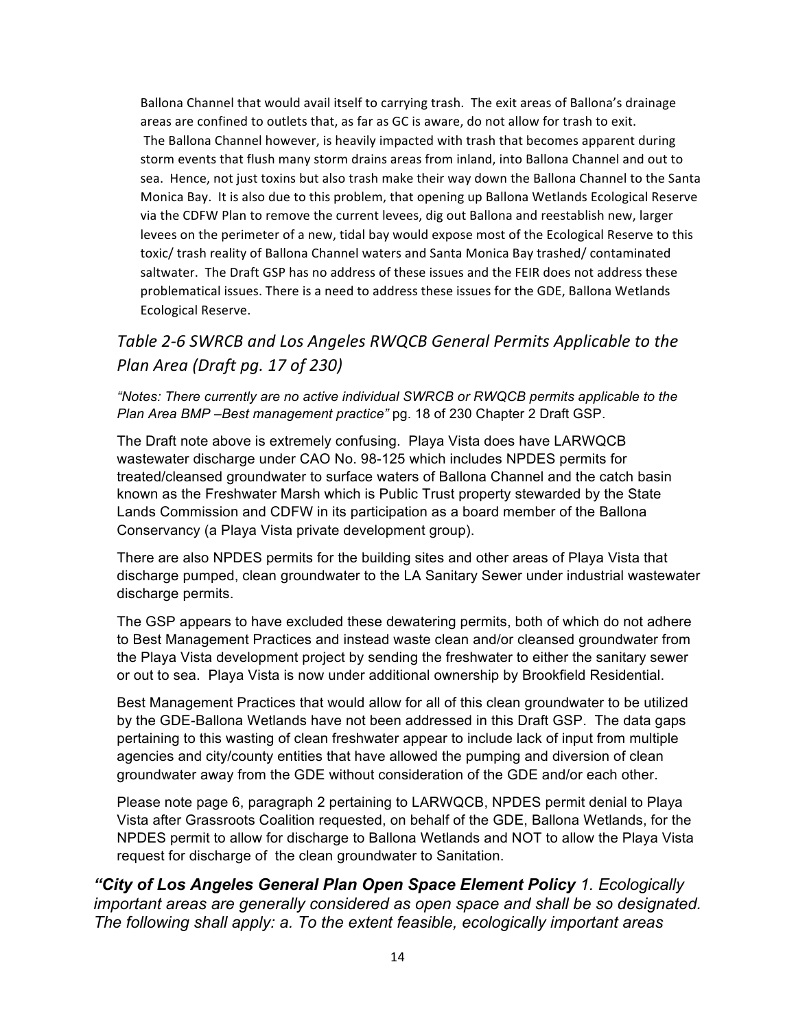Ballona Channel that would avail itself to carrying trash. The exit areas of Ballona's drainage areas are confined to outlets that, as far as GC is aware, do not allow for trash to exit. The Ballona Channel however, is heavily impacted with trash that becomes apparent during storm events that flush many storm drains areas from inland, into Ballona Channel and out to sea. Hence, not just toxins but also trash make their way down the Ballona Channel to the Santa Monica Bay. It is also due to this problem, that opening up Ballona Wetlands Ecological Reserve via the CDFW Plan to remove the current levees, dig out Ballona and reestablish new, larger levees on the perimeter of a new, tidal bay would expose most of the Ecological Reserve to this toxic/ trash reality of Ballona Channel waters and Santa Monica Bay trashed/ contaminated saltwater. The Draft GSP has no address of these issues and the FEIR does not address these problematical issues. There is a need to address these issues for the GDE, Ballona Wetlands Ecological Reserve.

## *Table 2-6 SWRCB and Los Angeles RWQCB General Permits Applicable to the Plan Area (Draft pg. 17 of 230)*

*"Notes: There currently are no active individual SWRCB or RWQCB permits applicable to the Plan Area BMP –Best management practice"* pg. 18 of 230 Chapter 2 Draft GSP.

The Draft note above is extremely confusing. Playa Vista does have LARWQCB wastewater discharge under CAO No. 98-125 which includes NPDES permits for treated/cleansed groundwater to surface waters of Ballona Channel and the catch basin known as the Freshwater Marsh which is Public Trust property stewarded by the State Lands Commission and CDFW in its participation as a board member of the Ballona Conservancy (a Playa Vista private development group).

There are also NPDES permits for the building sites and other areas of Playa Vista that discharge pumped, clean groundwater to the LA Sanitary Sewer under industrial wastewater discharge permits.

The GSP appears to have excluded these dewatering permits, both of which do not adhere to Best Management Practices and instead waste clean and/or cleansed groundwater from the Playa Vista development project by sending the freshwater to either the sanitary sewer or out to sea. Playa Vista is now under additional ownership by Brookfield Residential.

Best Management Practices that would allow for all of this clean groundwater to be utilized by the GDE-Ballona Wetlands have not been addressed in this Draft GSP. The data gaps pertaining to this wasting of clean freshwater appear to include lack of input from multiple agencies and city/county entities that have allowed the pumping and diversion of clean groundwater away from the GDE without consideration of the GDE and/or each other.

Please note page 6, paragraph 2 pertaining to LARWQCB, NPDES permit denial to Playa Vista after Grassroots Coalition requested, on behalf of the GDE, Ballona Wetlands, for the NPDES permit to allow for discharge to Ballona Wetlands and NOT to allow the Playa Vista request for discharge of the clean groundwater to Sanitation.

***"City of Los Angeles General Plan Open Space Element Policy*** *1. Ecologically important areas are generally considered as open space and shall be so designated. The following shall apply: a. To the extent feasible, ecologically important areas*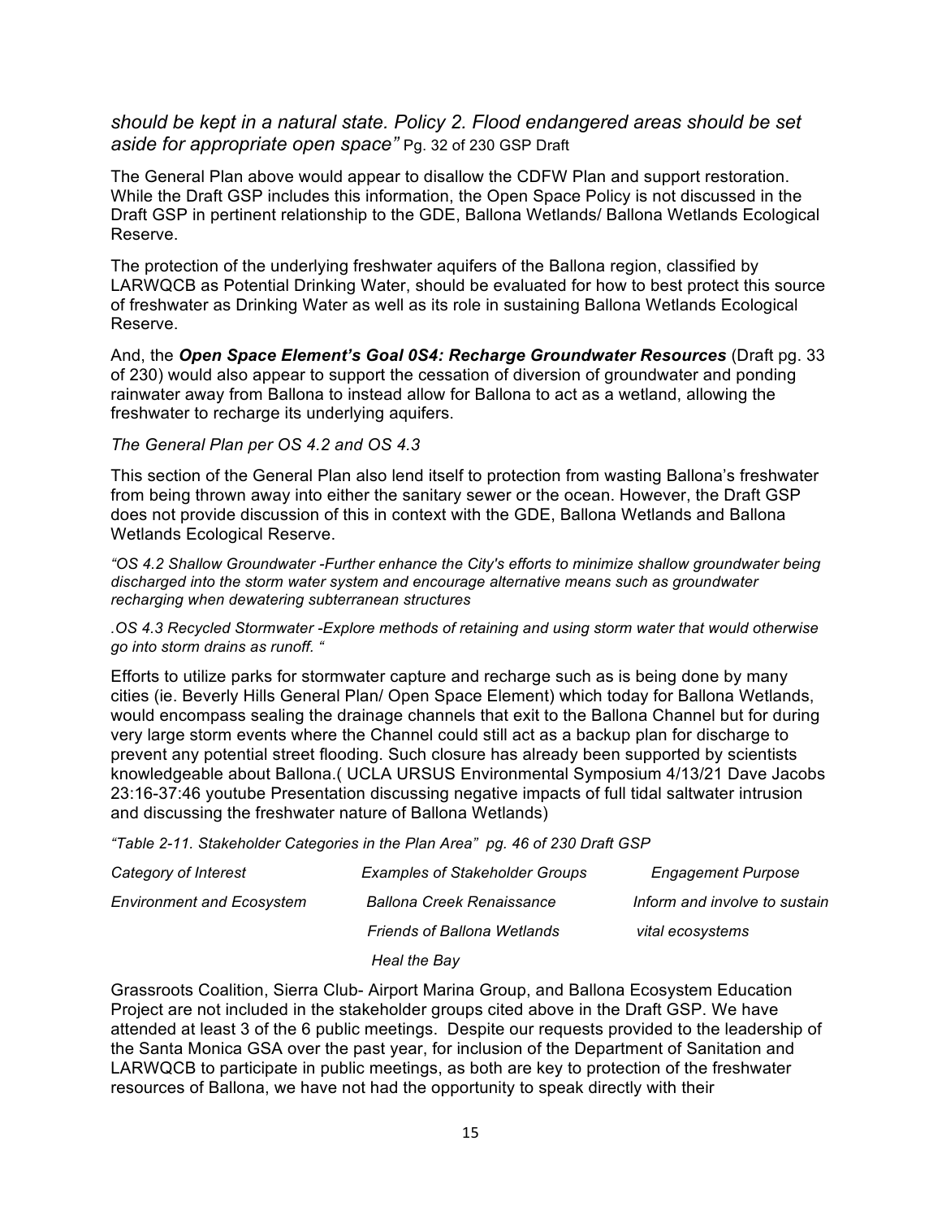*should be kept in a natural state. Policy 2. Flood endangered areas should be set aside for appropriate open space"* Pg. 32 of 230 GSP Draft

The General Plan above would appear to disallow the CDFW Plan and support restoration. While the Draft GSP includes this information, the Open Space Policy is not discussed in the Draft GSP in pertinent relationship to the GDE, Ballona Wetlands/ Ballona Wetlands Ecological Reserve.

The protection of the underlying freshwater aquifers of the Ballona region, classified by LARWQCB as Potential Drinking Water, should be evaluated for how to best protect this source of freshwater as Drinking Water as well as its role in sustaining Ballona Wetlands Ecological Reserve.

And, the ***Open Space Element's Goal 0S4: Recharge Groundwater Resources*** (Draft pg. 33 of 230) would also appear to support the cessation of diversion of groundwater and ponding rainwater away from Ballona to instead allow for Ballona to act as a wetland, allowing the freshwater to recharge its underlying aquifers.

*The General Plan per OS 4.2 and OS 4.3*

This section of the General Plan also lend itself to protection from wasting Ballona's freshwater from being thrown away into either the sanitary sewer or the ocean. However, the Draft GSP does not provide discussion of this in context with the GDE, Ballona Wetlands and Ballona Wetlands Ecological Reserve.

*"OS 4.2 Shallow Groundwater -Further enhance the City's efforts to minimize shallow groundwater being discharged into the storm water system and encourage alternative means such as groundwater recharging when dewatering subterranean structures*

*.OS 4.3 Recycled Stormwater -Explore methods of retaining and using storm water that would otherwise go into storm drains as runoff. "*

Efforts to utilize parks for stormwater capture and recharge such as is being done by many cities (ie. Beverly Hills General Plan/ Open Space Element) which today for Ballona Wetlands, would encompass sealing the drainage channels that exit to the Ballona Channel but for during very large storm events where the Channel could still act as a backup plan for discharge to prevent any potential street flooding. Such closure has already been supported by scientists knowledgeable about Ballona.( UCLA URSUS Environmental Symposium 4/13/21 Dave Jacobs 23:16-37:46 youtube Presentation discussing negative impacts of full tidal saltwater intrusion and discussing the freshwater nature of Ballona Wetlands)

*"Table 2-11. Stakeholder Categories in the Plan Area" pg. 46 of 230 Draft GSP*

| *Category of Interest* | *Examples of Stakeholder Groups* | *Engagement Purpose* |
|---|---|---|
| *Environment and Ecosystem* | *Ballona Creek Renaissance* | *Inform and involve to sustain* |
| | *Friends of Ballona Wetlands* | *vital ecosystems* |
| | *Heal the Bay* | |

Grassroots Coalition, Sierra Club- Airport Marina Group, and Ballona Ecosystem Education Project are not included in the stakeholder groups cited above in the Draft GSP. We have attended at least 3 of the 6 public meetings. Despite our requests provided to the leadership of the Santa Monica GSA over the past year, for inclusion of the Department of Sanitation and LARWQCB to participate in public meetings, as both are key to protection of the freshwater resources of Ballona, we have not had the opportunity to speak directly with their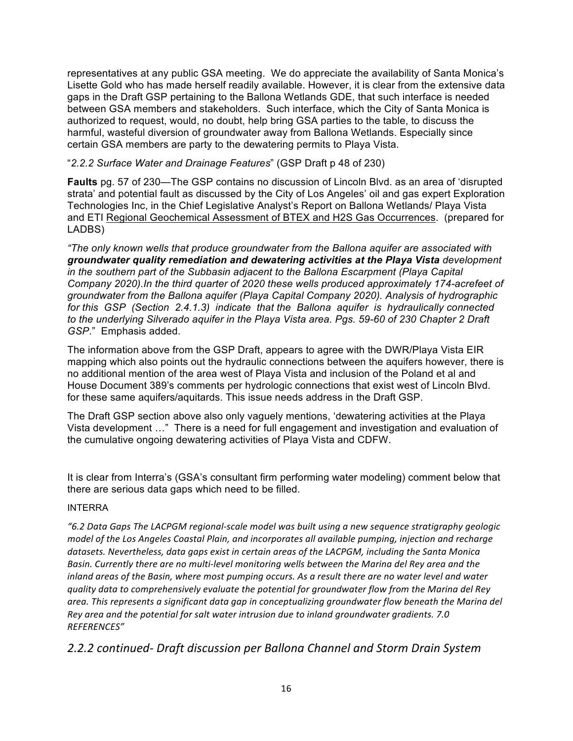representatives at any public GSA meeting. We do appreciate the availability of Santa Monica's Lisette Gold who has made herself readily available. However, it is clear from the extensive data gaps in the Draft GSP pertaining to the Ballona Wetlands GDE, that such interface is needed between GSA members and stakeholders. Such interface, which the City of Santa Monica is authorized to request, would, no doubt, help bring GSA parties to the table, to discuss the harmful, wasteful diversion of groundwater away from Ballona Wetlands. Especially since certain GSA members are party to the dewatering permits to Playa Vista.

"*2.2.2 Surface Water and Drainage Features*" (GSP Draft p 48 of 230)

**Faults** pg. 57 of 230—The GSP contains no discussion of Lincoln Blvd. as an area of 'disrupted strata' and potential fault as discussed by the City of Los Angeles' oil and gas expert Exploration Technologies Inc, in the Chief Legislative Analyst's Report on Ballona Wetlands/ Playa Vista and ETI Regional Geochemical Assessment of BTEX and H2S Gas Occurrences. (prepared for LADBS)

*"The only known wells that produce groundwater from the Ballona aquifer are associated with **groundwater quality remediation and dewatering activities at the Playa Vista** development in the southern part of the Subbasin adjacent to the Ballona Escarpment (Playa Capital Company 2020).In the third quarter of 2020 these wells produced approximately 174-acrefeet of groundwater from the Ballona aquifer (Playa Capital Company 2020). Analysis of hydrographic for this GSP (Section 2.4.1.3) indicate that the Ballona aquifer is hydraulically connected to the underlying Silverado aquifer in the Playa Vista area. Pgs. 59-60 of 230 Chapter 2 Draft GSP*." Emphasis added.

The information above from the GSP Draft, appears to agree with the DWR/Playa Vista EIR mapping which also points out the hydraulic connections between the aquifers however, there is no additional mention of the area west of Playa Vista and inclusion of the Poland et al and House Document 389's comments per hydrologic connections that exist west of Lincoln Blvd. for these same aquifers/aquitards. This issue needs address in the Draft GSP.

The Draft GSP section above also only vaguely mentions, 'dewatering activities at the Playa Vista development …" There is a need for full engagement and investigation and evaluation of the cumulative ongoing dewatering activities of Playa Vista and CDFW.

It is clear from Interra's (GSA's consultant firm performing water modeling) comment below that there are serious data gaps which need to be filled.

INTERRA

*"6.2 Data Gaps The LACPGM regional-scale model was built using a new sequence stratigraphy geologic model of the Los Angeles Coastal Plain, and incorporates all available pumping, injection and recharge datasets. Nevertheless, data gaps exist in certain areas of the LACPGM, including the Santa Monica Basin. Currently there are no multi-level monitoring wells between the Marina del Rey area and the inland areas of the Basin, where most pumping occurs. As a result there are no water level and water quality data to comprehensively evaluate the potential for groundwater flow from the Marina del Rey area. This represents a significant data gap in conceptualizing groundwater flow beneath the Marina del Rey area and the potential for salt water intrusion due to inland groundwater gradients. 7.0 REFERENCES"*

## *2.2.2 continued- Draft discussion per Ballona Channel and Storm Drain System*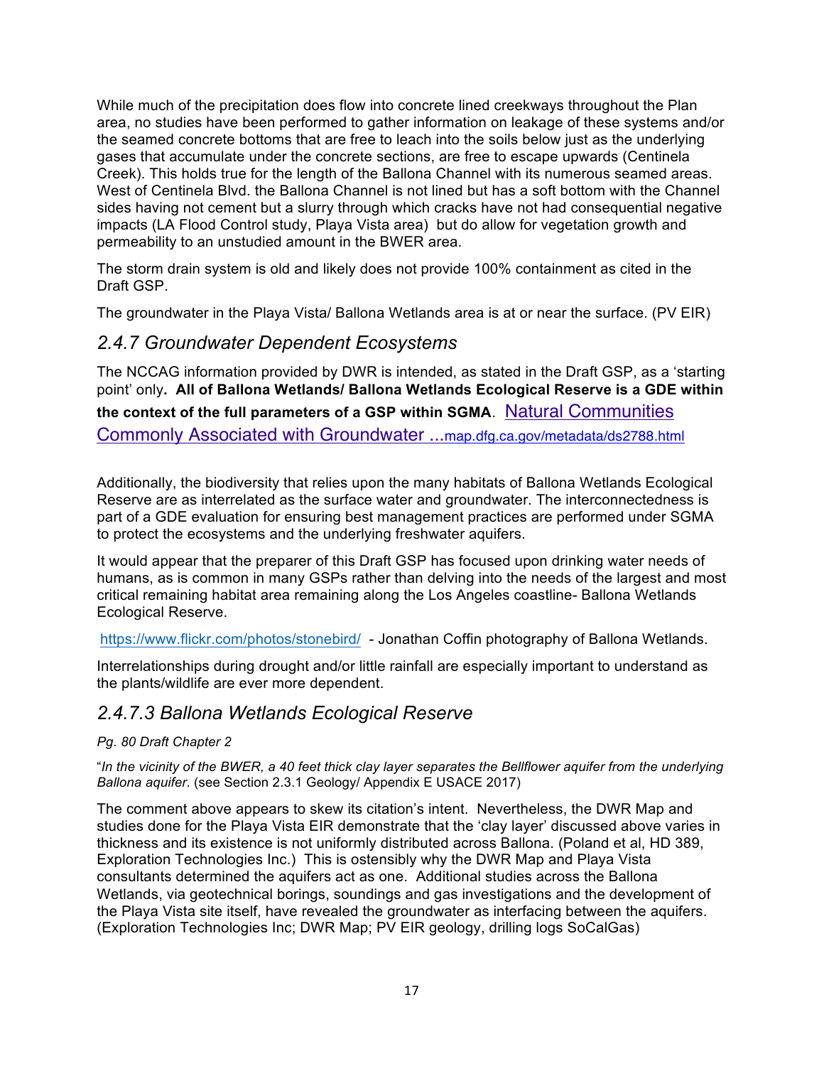While much of the precipitation does flow into concrete lined creekways throughout the Plan area, no studies have been performed to gather information on leakage of these systems and/or the seamed concrete bottoms that are free to leach into the soils below just as the underlying gases that accumulate under the concrete sections, are free to escape upwards (Centinela Creek). This holds true for the length of the Ballona Channel with its numerous seamed areas. West of Centinela Blvd. the Ballona Channel is not lined but has a soft bottom with the Channel sides having not cement but a slurry through which cracks have not had consequential negative impacts (LA Flood Control study, Playa Vista area) but do allow for vegetation growth and permeability to an unstudied amount in the BWER area.

The storm drain system is old and likely does not provide 100% containment as cited in the Draft GSP.

The groundwater in the Playa Vista/ Ballona Wetlands area is at or near the surface. (PV EIR)

## *2.4.7 Groundwater Dependent Ecosystems*

The NCCAG information provided by DWR is intended, as stated in the Draft GSP, as a 'starting point' only**. All of Ballona Wetlands/ Ballona Wetlands Ecological Reserve is a GDE within the context of the full parameters of a GSP within SGMA**. Natural Communities Commonly Associated with Groundwater ...map.dfg.ca.gov/metadata/ds2788.html

Additionally, the biodiversity that relies upon the many habitats of Ballona Wetlands Ecological Reserve are as interrelated as the surface water and groundwater. The interconnectedness is part of a GDE evaluation for ensuring best management practices are performed under SGMA to protect the ecosystems and the underlying freshwater aquifers.

It would appear that the preparer of this Draft GSP has focused upon drinking water needs of humans, as is common in many GSPs rather than delving into the needs of the largest and most critical remaining habitat area remaining along the Los Angeles coastline- Ballona Wetlands Ecological Reserve.

https://www.flickr.com/photos/stonebird/ - Jonathan Coffin photography of Ballona Wetlands.

Interrelationships during drought and/or little rainfall are especially important to understand as the plants/wildlife are ever more dependent.

## *2.4.7.3 Ballona Wetlands Ecological Reserve*

*Pg. 80 Draft Chapter 2*

"*In the vicinity of the BWER, a 40 feet thick clay layer separates the Bellflower aquifer from the underlying Ballona aquifer*. (see Section 2.3.1 Geology/ Appendix E USACE 2017)

The comment above appears to skew its citation's intent. Nevertheless, the DWR Map and studies done for the Playa Vista EIR demonstrate that the 'clay layer' discussed above varies in thickness and its existence is not uniformly distributed across Ballona. (Poland et al, HD 389, Exploration Technologies Inc.) This is ostensibly why the DWR Map and Playa Vista consultants determined the aquifers act as one. Additional studies across the Ballona Wetlands, via geotechnical borings, soundings and gas investigations and the development of the Playa Vista site itself, have revealed the groundwater as interfacing between the aquifers. (Exploration Technologies Inc; DWR Map; PV EIR geology, drilling logs SoCalGas)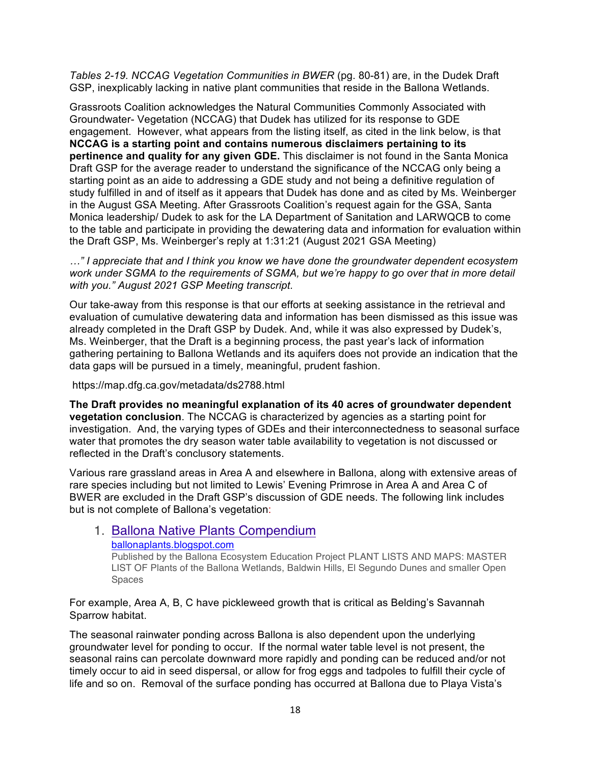*Tables 2-19. NCCAG Vegetation Communities in BWER* (pg. 80-81) are, in the Dudek Draft GSP, inexplicably lacking in native plant communities that reside in the Ballona Wetlands.

Grassroots Coalition acknowledges the Natural Communities Commonly Associated with Groundwater- Vegetation (NCCAG) that Dudek has utilized for its response to GDE engagement. However, what appears from the listing itself, as cited in the link below, is that **NCCAG is a starting point and contains numerous disclaimers pertaining to its pertinence and quality for any given GDE.** This disclaimer is not found in the Santa Monica Draft GSP for the average reader to understand the significance of the NCCAG only being a starting point as an aide to addressing a GDE study and not being a definitive regulation of study fulfilled in and of itself as it appears that Dudek has done and as cited by Ms. Weinberger in the August GSA Meeting. After Grassroots Coalition's request again for the GSA, Santa Monica leadership/ Dudek to ask for the LA Department of Sanitation and LARWQCB to come to the table and participate in providing the dewatering data and information for evaluation within the Draft GSP, Ms. Weinberger's reply at 1:31:21 (August 2021 GSA Meeting)

*…" I appreciate that and I think you know we have done the groundwater dependent ecosystem work under SGMA to the requirements of SGMA, but we're happy to go over that in more detail with you." August 2021 GSP Meeting transcript.*

Our take-away from this response is that our efforts at seeking assistance in the retrieval and evaluation of cumulative dewatering data and information has been dismissed as this issue was already completed in the Draft GSP by Dudek. And, while it was also expressed by Dudek's, Ms. Weinberger, that the Draft is a beginning process, the past year's lack of information gathering pertaining to Ballona Wetlands and its aquifers does not provide an indication that the data gaps will be pursued in a timely, meaningful, prudent fashion.

https://map.dfg.ca.gov/metadata/ds2788.html

**The Draft provides no meaningful explanation of its 40 acres of groundwater dependent vegetation conclusion**. The NCCAG is characterized by agencies as a starting point for investigation. And, the varying types of GDEs and their interconnectedness to seasonal surface water that promotes the dry season water table availability to vegetation is not discussed or reflected in the Draft's conclusory statements.

Various rare grassland areas in Area A and elsewhere in Ballona, along with extensive areas of rare species including but not limited to Lewis' Evening Primrose in Area A and Area C of BWER are excluded in the Draft GSP's discussion of GDE needs. The following link includes but is not complete of Ballona's vegetation:

1. Ballona Native Plants Compendium
   ballonaplants.blogspot.com
   Published by the Ballona Ecosystem Education Project PLANT LISTS AND MAPS: MASTER LIST OF Plants of the Ballona Wetlands, Baldwin Hills, El Segundo Dunes and smaller Open Spaces

For example, Area A, B, C have pickleweed growth that is critical as Belding's Savannah Sparrow habitat.

The seasonal rainwater ponding across Ballona is also dependent upon the underlying groundwater level for ponding to occur. If the normal water table level is not present, the seasonal rains can percolate downward more rapidly and ponding can be reduced and/or not timely occur to aid in seed dispersal, or allow for frog eggs and tadpoles to fulfill their cycle of life and so on. Removal of the surface ponding has occurred at Ballona due to Playa Vista's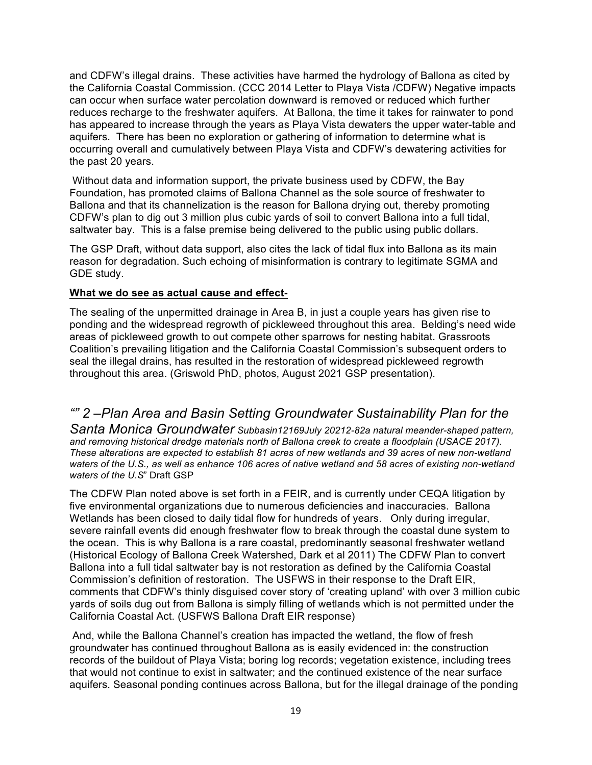and CDFW's illegal drains. These activities have harmed the hydrology of Ballona as cited by the California Coastal Commission. (CCC 2014 Letter to Playa Vista /CDFW) Negative impacts can occur when surface water percolation downward is removed or reduced which further reduces recharge to the freshwater aquifers. At Ballona, the time it takes for rainwater to pond has appeared to increase through the years as Playa Vista dewaters the upper water-table and aquifers. There has been no exploration or gathering of information to determine what is occurring overall and cumulatively between Playa Vista and CDFW's dewatering activities for the past 20 years.

Without data and information support, the private business used by CDFW, the Bay Foundation, has promoted claims of Ballona Channel as the sole source of freshwater to Ballona and that its channelization is the reason for Ballona drying out, thereby promoting CDFW's plan to dig out 3 million plus cubic yards of soil to convert Ballona into a full tidal, saltwater bay. This is a false premise being delivered to the public using public dollars.

The GSP Draft, without data support, also cites the lack of tidal flux into Ballona as its main reason for degradation. Such echoing of misinformation is contrary to legitimate SGMA and GDE study.

**What we do see as actual cause and effect-**

The sealing of the unpermitted drainage in Area B, in just a couple years has given rise to ponding and the widespread regrowth of pickleweed throughout this area. Belding's need wide areas of pickleweed growth to out compete other sparrows for nesting habitat. Grassroots Coalition's prevailing litigation and the California Coastal Commission's subsequent orders to seal the illegal drains, has resulted in the restoration of widespread pickleweed regrowth throughout this area. (Griswold PhD, photos, August 2021 GSP presentation).

*“” 2 –Plan Area and Basin Setting Groundwater Sustainability Plan for the Santa Monica Groundwater Subbasin12169July 20212-82a natural meander-shaped pattern, and removing historical dredge materials north of Ballona creek to create a floodplain (USACE 2017). These alterations are expected to establish 81 acres of new wetlands and 39 acres of new non-wetland waters of the U.S., as well as enhance 106 acres of native wetland and 58 acres of existing non-wetland waters of the U.S*” Draft GSP

The CDFW Plan noted above is set forth in a FEIR, and is currently under CEQA litigation by five environmental organizations due to numerous deficiencies and inaccuracies. Ballona Wetlands has been closed to daily tidal flow for hundreds of years. Only during irregular, severe rainfall events did enough freshwater flow to break through the coastal dune system to the ocean. This is why Ballona is a rare coastal, predominantly seasonal freshwater wetland (Historical Ecology of Ballona Creek Watershed, Dark et al 2011) The CDFW Plan to convert Ballona into a full tidal saltwater bay is not restoration as defined by the California Coastal Commission's definition of restoration. The USFWS in their response to the Draft EIR, comments that CDFW's thinly disguised cover story of 'creating upland' with over 3 million cubic yards of soils dug out from Ballona is simply filling of wetlands which is not permitted under the California Coastal Act. (USFWS Ballona Draft EIR response)

And, while the Ballona Channel's creation has impacted the wetland, the flow of fresh groundwater has continued throughout Ballona as is easily evidenced in: the construction records of the buildout of Playa Vista; boring log records; vegetation existence, including trees that would not continue to exist in saltwater; and the continued existence of the near surface aquifers. Seasonal ponding continues across Ballona, but for the illegal drainage of the ponding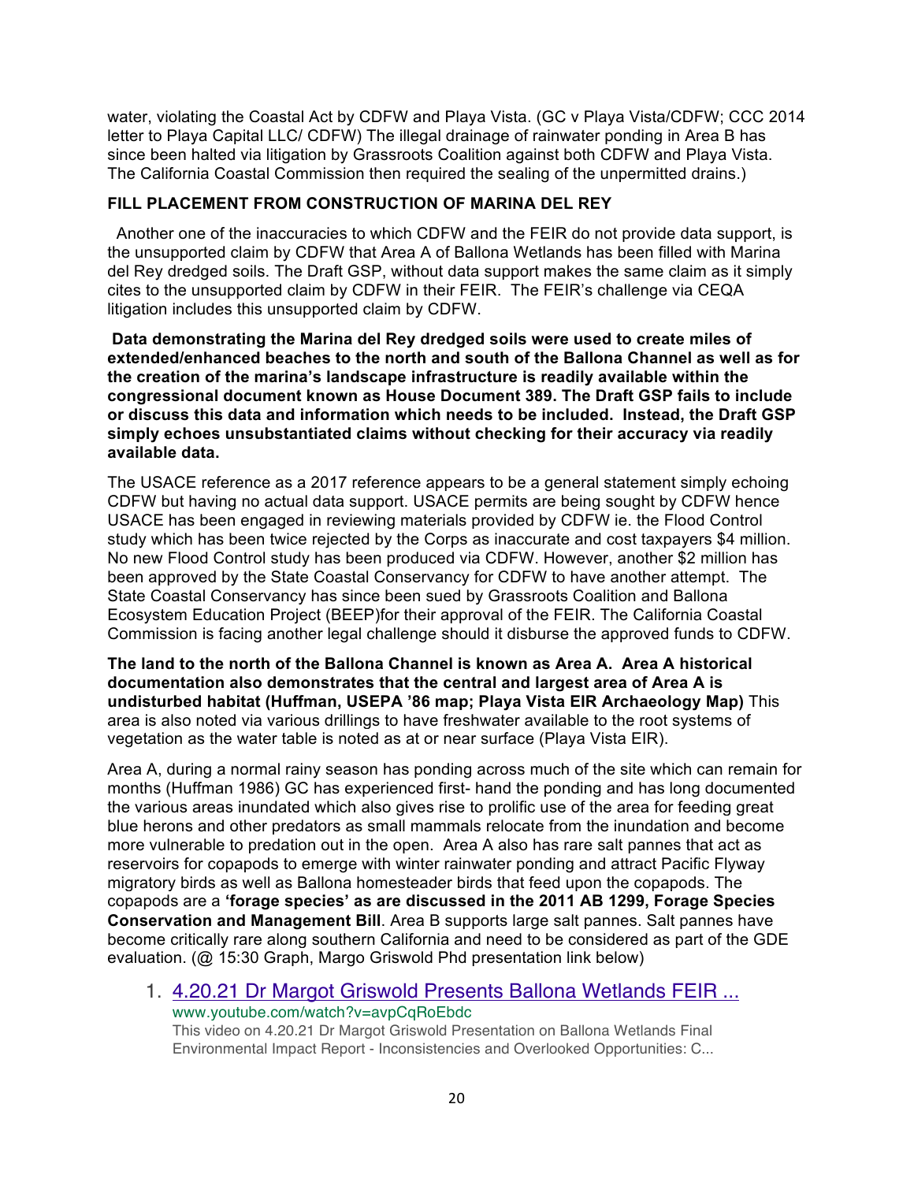water, violating the Coastal Act by CDFW and Playa Vista. (GC v Playa Vista/CDFW; CCC 2014 letter to Playa Capital LLC/ CDFW) The illegal drainage of rainwater ponding in Area B has since been halted via litigation by Grassroots Coalition against both CDFW and Playa Vista. The California Coastal Commission then required the sealing of the unpermitted drains.)

**FILL PLACEMENT FROM CONSTRUCTION OF MARINA DEL REY**

Another one of the inaccuracies to which CDFW and the FEIR do not provide data support, is the unsupported claim by CDFW that Area A of Ballona Wetlands has been filled with Marina del Rey dredged soils. The Draft GSP, without data support makes the same claim as it simply cites to the unsupported claim by CDFW in their FEIR. The FEIR's challenge via CEQA litigation includes this unsupported claim by CDFW.

**Data demonstrating the Marina del Rey dredged soils were used to create miles of extended/enhanced beaches to the north and south of the Ballona Channel as well as for the creation of the marina's landscape infrastructure is readily available within the congressional document known as House Document 389. The Draft GSP fails to include or discuss this data and information which needs to be included. Instead, the Draft GSP simply echoes unsubstantiated claims without checking for their accuracy via readily available data.**

The USACE reference as a 2017 reference appears to be a general statement simply echoing CDFW but having no actual data support. USACE permits are being sought by CDFW hence USACE has been engaged in reviewing materials provided by CDFW ie. the Flood Control study which has been twice rejected by the Corps as inaccurate and cost taxpayers $4 million. No new Flood Control study has been produced via CDFW. However, another $2 million has been approved by the State Coastal Conservancy for CDFW to have another attempt. The State Coastal Conservancy has since been sued by Grassroots Coalition and Ballona Ecosystem Education Project (BEEP)for their approval of the FEIR. The California Coastal Commission is facing another legal challenge should it disburse the approved funds to CDFW.

**The land to the north of the Ballona Channel is known as Area A. Area A historical documentation also demonstrates that the central and largest area of Area A is undisturbed habitat (Huffman, USEPA '86 map; Playa Vista EIR Archaeology Map)** This area is also noted via various drillings to have freshwater available to the root systems of vegetation as the water table is noted as at or near surface (Playa Vista EIR).

Area A, during a normal rainy season has ponding across much of the site which can remain for months (Huffman 1986) GC has experienced first- hand the ponding and has long documented the various areas inundated which also gives rise to prolific use of the area for feeding great blue herons and other predators as small mammals relocate from the inundation and become more vulnerable to predation out in the open. Area A also has rare salt pannes that act as reservoirs for copapods to emerge with winter rainwater ponding and attract Pacific Flyway migratory birds as well as Ballona homesteader birds that feed upon the copapods. The copapods are a **'forage species' as are discussed in the 2011 AB 1299, Forage Species Conservation and Management Bill**. Area B supports large salt pannes. Salt pannes have become critically rare along southern California and need to be considered as part of the GDE evaluation. (@ 15:30 Graph, Margo Griswold Phd presentation link below)

1. [4.20.21 Dr Margot Griswold Presents Ballona Wetlands FEIR ...](www.youtube.com/watch?v=avpCqRoEbdc)
   www.youtube.com/watch?v=avpCqRoEbdc
   This video on 4.20.21 Dr Margot Griswold Presentation on Ballona Wetlands Final Environmental Impact Report - Inconsistencies and Overlooked Opportunities: C...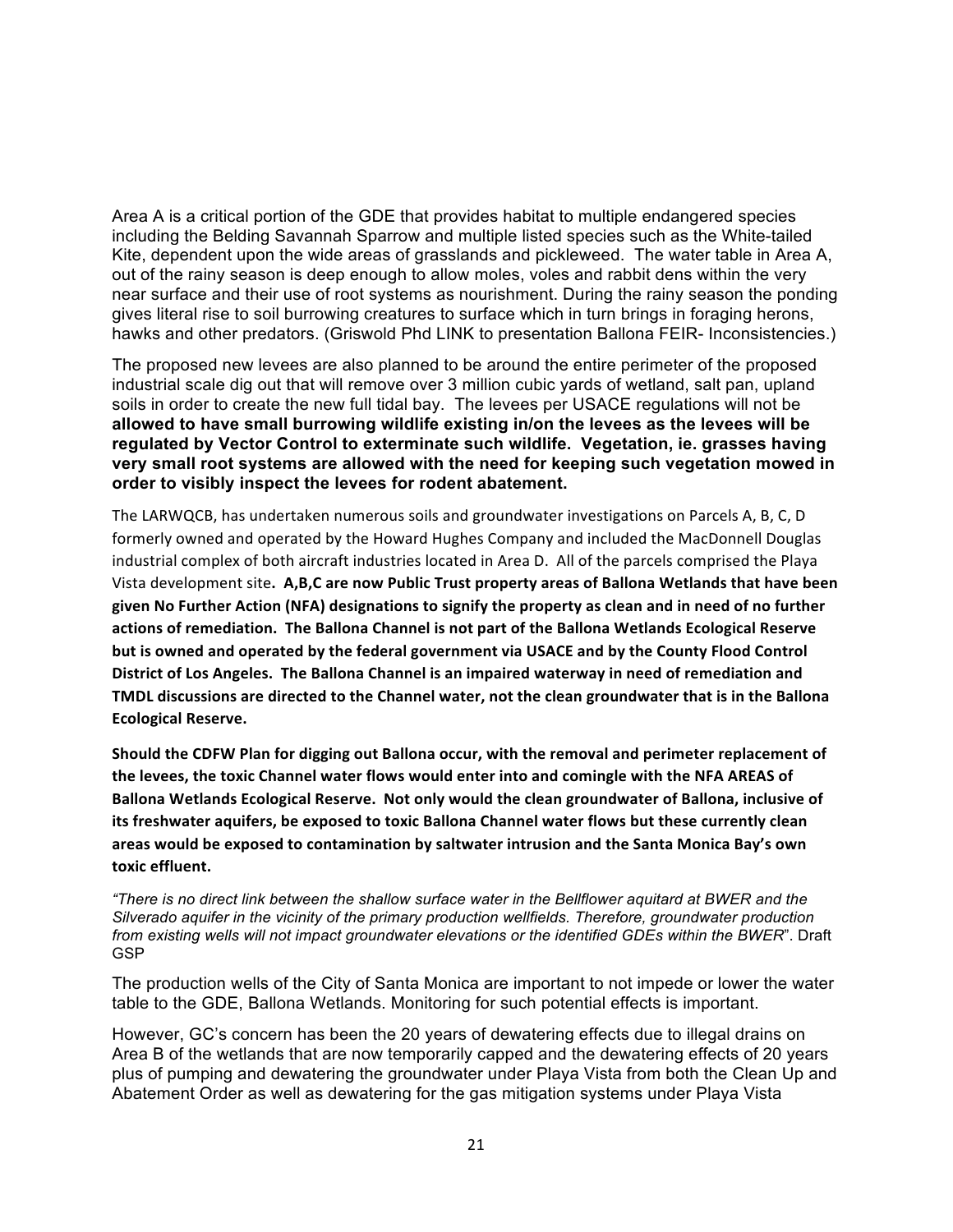Area A is a critical portion of the GDE that provides habitat to multiple endangered species including the Belding Savannah Sparrow and multiple listed species such as the White-tailed Kite, dependent upon the wide areas of grasslands and pickleweed. The water table in Area A, out of the rainy season is deep enough to allow moles, voles and rabbit dens within the very near surface and their use of root systems as nourishment. During the rainy season the ponding gives literal rise to soil burrowing creatures to surface which in turn brings in foraging herons, hawks and other predators. (Griswold Phd LINK to presentation Ballona FEIR- Inconsistencies.)

The proposed new levees are also planned to be around the entire perimeter of the proposed industrial scale dig out that will remove over 3 million cubic yards of wetland, salt pan, upland soils in order to create the new full tidal bay. The levees per USACE regulations will not be **allowed to have small burrowing wildlife existing in/on the levees as the levees will be regulated by Vector Control to exterminate such wildlife. Vegetation, ie. grasses having very small root systems are allowed with the need for keeping such vegetation mowed in order to visibly inspect the levees for rodent abatement.**

The LARWQCB, has undertaken numerous soils and groundwater investigations on Parcels A, B, C, D formerly owned and operated by the Howard Hughes Company and included the MacDonnell Douglas industrial complex of both aircraft industries located in Area D. All of the parcels comprised the Playa Vista development site**. A,B,C are now Public Trust property areas of Ballona Wetlands that have been given No Further Action (NFA) designations to signify the property as clean and in need of no further actions of remediation. The Ballona Channel is not part of the Ballona Wetlands Ecological Reserve but is owned and operated by the federal government via USACE and by the County Flood Control District of Los Angeles. The Ballona Channel is an impaired waterway in need of remediation and TMDL discussions are directed to the Channel water, not the clean groundwater that is in the Ballona Ecological Reserve.**

**Should the CDFW Plan for digging out Ballona occur, with the removal and perimeter replacement of the levees, the toxic Channel water flows would enter into and comingle with the NFA AREAS of Ballona Wetlands Ecological Reserve. Not only would the clean groundwater of Ballona, inclusive of its freshwater aquifers, be exposed to toxic Ballona Channel water flows but these currently clean areas would be exposed to contamination by saltwater intrusion and the Santa Monica Bay's own toxic effluent.**

*"There is no direct link between the shallow surface water in the Bellflower aquitard at BWER and the Silverado aquifer in the vicinity of the primary production wellfields. Therefore, groundwater production from existing wells will not impact groundwater elevations or the identified GDEs within the BWER*". Draft GSP

The production wells of the City of Santa Monica are important to not impede or lower the water table to the GDE, Ballona Wetlands. Monitoring for such potential effects is important.

However, GC's concern has been the 20 years of dewatering effects due to illegal drains on Area B of the wetlands that are now temporarily capped and the dewatering effects of 20 years plus of pumping and dewatering the groundwater under Playa Vista from both the Clean Up and Abatement Order as well as dewatering for the gas mitigation systems under Playa Vista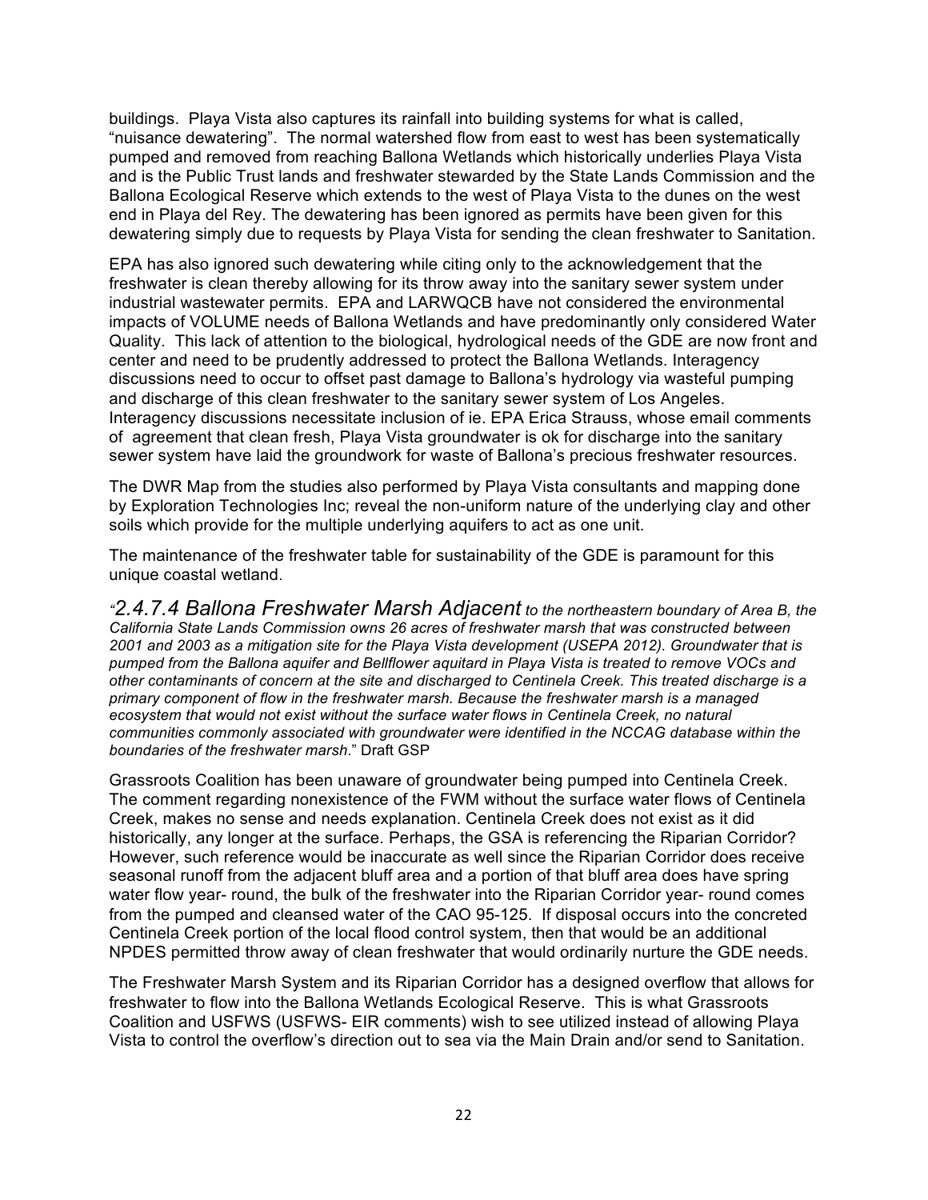buildings. Playa Vista also captures its rainfall into building systems for what is called, "nuisance dewatering". The normal watershed flow from east to west has been systematically pumped and removed from reaching Ballona Wetlands which historically underlies Playa Vista and is the Public Trust lands and freshwater stewarded by the State Lands Commission and the Ballona Ecological Reserve which extends to the west of Playa Vista to the dunes on the west end in Playa del Rey. The dewatering has been ignored as permits have been given for this dewatering simply due to requests by Playa Vista for sending the clean freshwater to Sanitation.

EPA has also ignored such dewatering while citing only to the acknowledgement that the freshwater is clean thereby allowing for its throw away into the sanitary sewer system under industrial wastewater permits. EPA and LARWQCB have not considered the environmental impacts of VOLUME needs of Ballona Wetlands and have predominantly only considered Water Quality. This lack of attention to the biological, hydrological needs of the GDE are now front and center and need to be prudently addressed to protect the Ballona Wetlands. Interagency discussions need to occur to offset past damage to Ballona's hydrology via wasteful pumping and discharge of this clean freshwater to the sanitary sewer system of Los Angeles. Interagency discussions necessitate inclusion of ie. EPA Erica Strauss, whose email comments of agreement that clean fresh, Playa Vista groundwater is ok for discharge into the sanitary sewer system have laid the groundwork for waste of Ballona's precious freshwater resources.

The DWR Map from the studies also performed by Playa Vista consultants and mapping done by Exploration Technologies Inc; reveal the non-uniform nature of the underlying clay and other soils which provide for the multiple underlying aquifers to act as one unit.

The maintenance of the freshwater table for sustainability of the GDE is paramount for this unique coastal wetland.

"*2.4.7.4 Ballona Freshwater Marsh Adjacent to the northeastern boundary of Area B, the California State Lands Commission owns 26 acres of freshwater marsh that was constructed between 2001 and 2003 as a mitigation site for the Playa Vista development (USEPA 2012). Groundwater that is pumped from the Ballona aquifer and Bellflower aquitard in Playa Vista is treated to remove VOCs and other contaminants of concern at the site and discharged to Centinela Creek. This treated discharge is a primary component of flow in the freshwater marsh. Because the freshwater marsh is a managed ecosystem that would not exist without the surface water flows in Centinela Creek, no natural communities commonly associated with groundwater were identified in the NCCAG database within the boundaries of the freshwater marsh.*" Draft GSP

Grassroots Coalition has been unaware of groundwater being pumped into Centinela Creek. The comment regarding nonexistence of the FWM without the surface water flows of Centinela Creek, makes no sense and needs explanation. Centinela Creek does not exist as it did historically, any longer at the surface. Perhaps, the GSA is referencing the Riparian Corridor? However, such reference would be inaccurate as well since the Riparian Corridor does receive seasonal runoff from the adjacent bluff area and a portion of that bluff area does have spring water flow year- round, the bulk of the freshwater into the Riparian Corridor year- round comes from the pumped and cleansed water of the CAO 95-125. If disposal occurs into the concreted Centinela Creek portion of the local flood control system, then that would be an additional NPDES permitted throw away of clean freshwater that would ordinarily nurture the GDE needs.

The Freshwater Marsh System and its Riparian Corridor has a designed overflow that allows for freshwater to flow into the Ballona Wetlands Ecological Reserve. This is what Grassroots Coalition and USFWS (USFWS- EIR comments) wish to see utilized instead of allowing Playa Vista to control the overflow's direction out to sea via the Main Drain and/or send to Sanitation.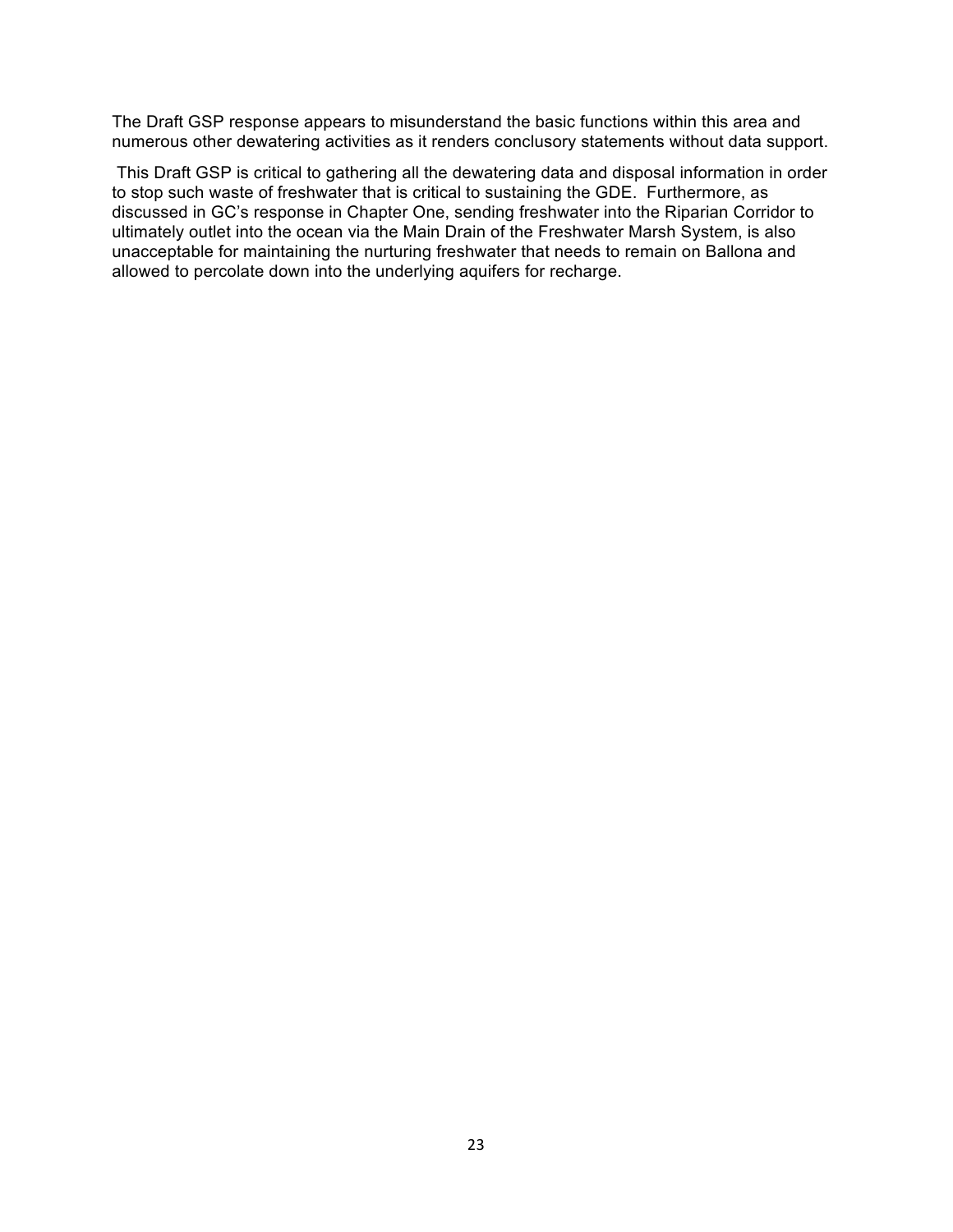The Draft GSP response appears to misunderstand the basic functions within this area and numerous other dewatering activities as it renders conclusory statements without data support.

This Draft GSP is critical to gathering all the dewatering data and disposal information in order to stop such waste of freshwater that is critical to sustaining the GDE. Furthermore, as discussed in GC's response in Chapter One, sending freshwater into the Riparian Corridor to ultimately outlet into the ocean via the Main Drain of the Freshwater Marsh System, is also unacceptable for maintaining the nurturing freshwater that needs to remain on Ballona and allowed to percolate down into the underlying aquifers for recharge.